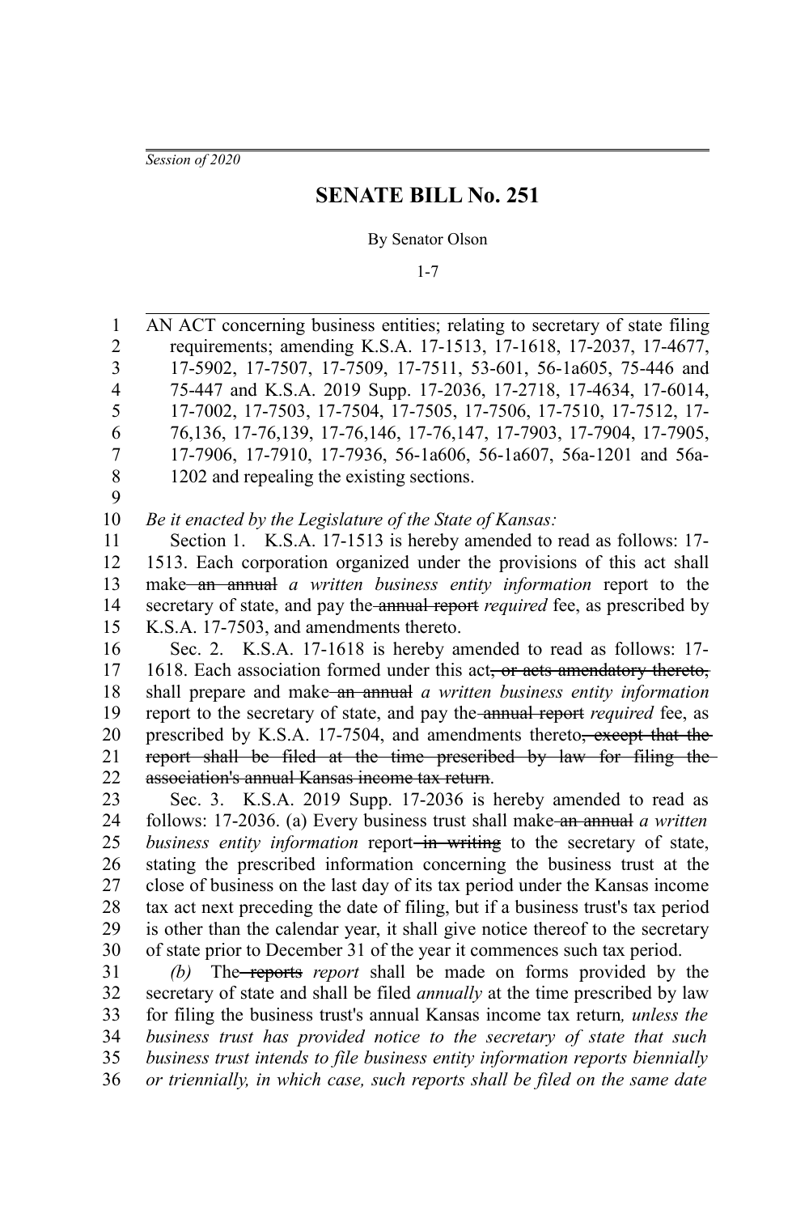*Session of 2020*

# SENATE BILL No. 251

By Senator Olson

1-7

AN ACT concerning business entities; relating to secretary of state filing requirements; amending K.S.A. 17-1513, 17-1618, 17-2037, 17-4677, 17-5902, 17-7507, 17-7509, 17-7511, 53-601, 56-1a605, 75-446 and 75-447 and K.S.A. 2019 Supp. 17-2036, 17-2718, 17-4634, 17-6014, 17-7002, 17-7503, 17-7504, 17-7505, 17-7506, 17-7510, 17-7512, 17-76,136, 17-76,139, 17-76,146, 17-76,147, 17-7903, 17-7904, 17-7905, 17-7906, 17-7910, 17-7936, 56-1a606, 56-1a607, 56a-1201 and 56a-1202 and repealing the existing sections.

*Be it enacted by the Legislature of the State of Kansas:*

Section 1. K.S.A. 17-1513 is hereby amended to read as follows: 17-1513. Each corporation organized under the provisions of this act shall make ~~an annual~~ *a written business entity information* report to the secretary of state, and pay the ~~annual report~~ *required* fee, as prescribed by K.S.A. 17-7503, and amendments thereto.

Sec. 2. K.S.A. 17-1618 is hereby amended to read as follows: 17-1618. Each association formed under this act~~, or acts amendatory thereto,~~ shall prepare and make ~~an annual~~ *a written business entity information* report to the secretary of state, and pay the ~~annual report~~ *required* fee, as prescribed by K.S.A. 17-7504, and amendments thereto~~, except that the report shall be filed at the time prescribed by law for filing the association's annual Kansas income tax return~~.

Sec. 3. K.S.A. 2019 Supp. 17-2036 is hereby amended to read as follows: 17-2036. (a) Every business trust shall make ~~an annual~~ *a written business entity information* report ~~in writing~~ to the secretary of state, stating the prescribed information concerning the business trust at the close of business on the last day of its tax period under the Kansas income tax act next preceding the date of filing, but if a business trust's tax period is other than the calendar year, it shall give notice thereof to the secretary of state prior to December 31 of the year it commences such tax period.

*(b)* The ~~reports~~ *report* shall be made on forms provided by the secretary of state and shall be filed *annually* at the time prescribed by law for filing the business trust's annual Kansas income tax return*, unless the business trust has provided notice to the secretary of state that such business trust intends to file business entity information reports biennially or triennially, in which case, such reports shall be filed on the same date*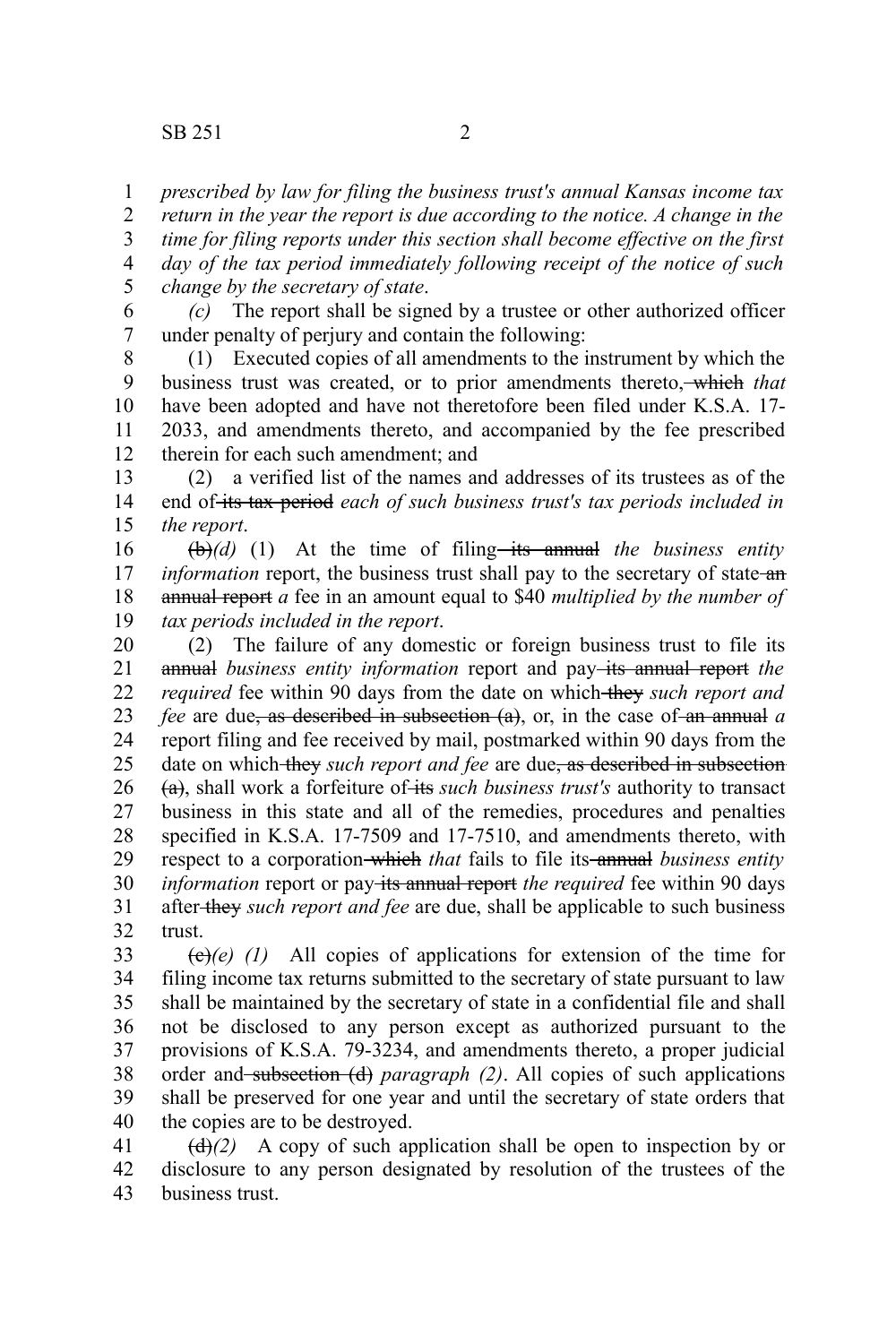*prescribed by law for filing the business trust's annual Kansas income tax return in the year the report is due according to the notice. A change in the time for filing reports under this section shall become effective on the first day of the tax period immediately following receipt of the notice of such change by the secretary of state*.

*(c)* The report shall be signed by a trustee or other authorized officer under penalty of perjury and contain the following:

(1) Executed copies of all amendments to the instrument by which the business trust was created, or to prior amendments thereto, ~~which~~ *that* have been adopted and have not theretofore been filed under K.S.A. 17-2033, and amendments thereto, and accompanied by the fee prescribed therein for each such amendment; and

(2) a verified list of the names and addresses of its trustees as of the end of ~~its tax period~~ *each of such business trust's tax periods included in the report*.

~~(b)~~*(d)* (1) At the time of filing ~~its annual~~ *the business entity information* report, the business trust shall pay to the secretary of state ~~an annual report~~ *a* fee in an amount equal to $40 *multiplied by the number of tax periods included in the report*.

(2) The failure of any domestic or foreign business trust to file its ~~annual~~ *business entity information* report and pay ~~its annual report~~ *the required* fee within 90 days from the date on which ~~they~~ *such report and fee* are due~~, as described in subsection (a)~~, or, in the case of ~~an annual~~ *a* report filing and fee received by mail, postmarked within 90 days from the date on which ~~they~~ *such report and fee* are due~~, as described in subsection (a)~~, shall work a forfeiture of ~~its~~ *such business trust's* authority to transact business in this state and all of the remedies, procedures and penalties specified in K.S.A. 17-7509 and 17-7510, and amendments thereto, with respect to a corporation ~~which~~ *that* fails to file its ~~annual~~ *business entity information* report or pay ~~its annual report~~ *the required* fee within 90 days after ~~they~~ *such report and fee* are due, shall be applicable to such business trust.

~~(c)~~*(e) (1)* All copies of applications for extension of the time for filing income tax returns submitted to the secretary of state pursuant to law shall be maintained by the secretary of state in a confidential file and shall not be disclosed to any person except as authorized pursuant to the provisions of K.S.A. 79-3234, and amendments thereto, a proper judicial order and ~~subsection (d)~~ *paragraph (2)*. All copies of such applications shall be preserved for one year and until the secretary of state orders that the copies are to be destroyed.

~~(d)~~*(2)* A copy of such application shall be open to inspection by or disclosure to any person designated by resolution of the trustees of the business trust.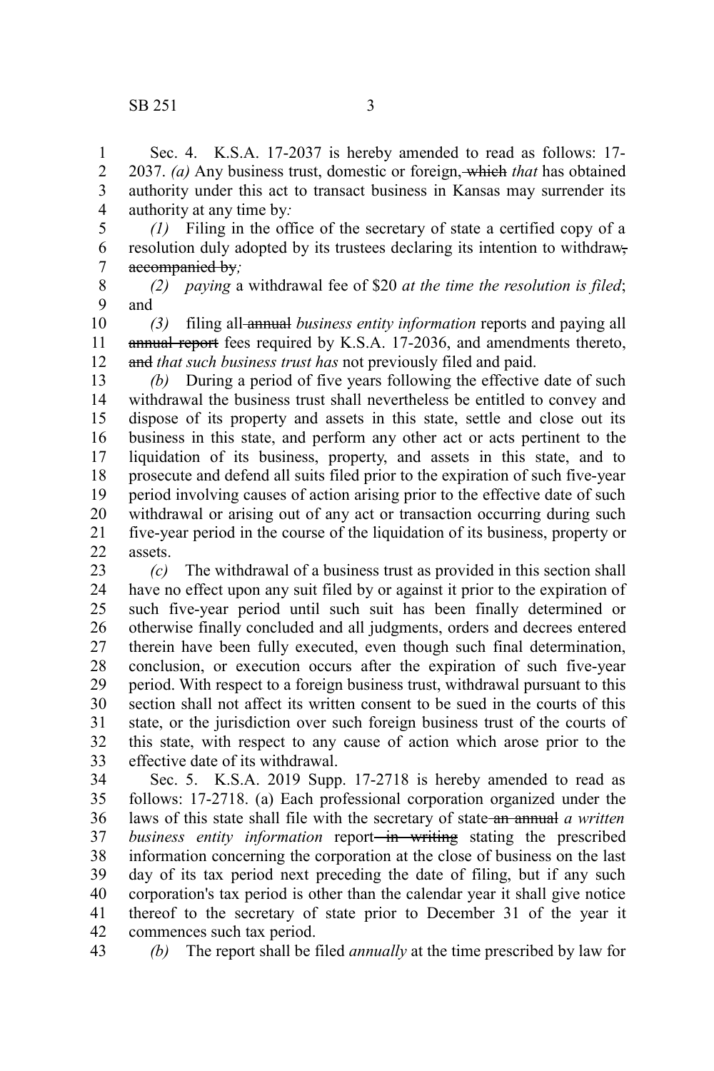Sec. 4. K.S.A. 17-2037 is hereby amended to read as follows: 17-2037. *(a)* Any business trust, domestic or foreign, ~~which~~ *that* has obtained authority under this act to transact business in Kansas may surrender its authority at any time by*:*

*(1)* Filing in the office of the secretary of state a certified copy of a resolution duly adopted by its trustees declaring its intention to withdraw~~, accompanied by~~*;*

*(2) paying* a withdrawal fee of $20 *at the time the resolution is filed*; and

*(3)* filing all ~~annual~~ *business entity information* reports and paying all ~~annual report~~ fees required by K.S.A. 17-2036, and amendments thereto, ~~and~~ *that such business trust has* not previously filed and paid.

*(b)* During a period of five years following the effective date of such withdrawal the business trust shall nevertheless be entitled to convey and dispose of its property and assets in this state, settle and close out its business in this state, and perform any other act or acts pertinent to the liquidation of its business, property, and assets in this state, and to prosecute and defend all suits filed prior to the expiration of such five-year period involving causes of action arising prior to the effective date of such withdrawal or arising out of any act or transaction occurring during such five-year period in the course of the liquidation of its business, property or assets.

*(c)* The withdrawal of a business trust as provided in this section shall have no effect upon any suit filed by or against it prior to the expiration of such five-year period until such suit has been finally determined or otherwise finally concluded and all judgments, orders and decrees entered therein have been fully executed, even though such final determination, conclusion, or execution occurs after the expiration of such five-year period. With respect to a foreign business trust, withdrawal pursuant to this section shall not affect its written consent to be sued in the courts of this state, or the jurisdiction over such foreign business trust of the courts of this state, with respect to any cause of action which arose prior to the effective date of its withdrawal.

Sec. 5. K.S.A. 2019 Supp. 17-2718 is hereby amended to read as follows: 17-2718. (a) Each professional corporation organized under the laws of this state shall file with the secretary of state ~~an annual~~ *a written business entity information* report ~~in writing~~ stating the prescribed information concerning the corporation at the close of business on the last day of its tax period next preceding the date of filing, but if any such corporation's tax period is other than the calendar year it shall give notice thereof to the secretary of state prior to December 31 of the year it commences such tax period.

*(b)* The report shall be filed *annually* at the time prescribed by law for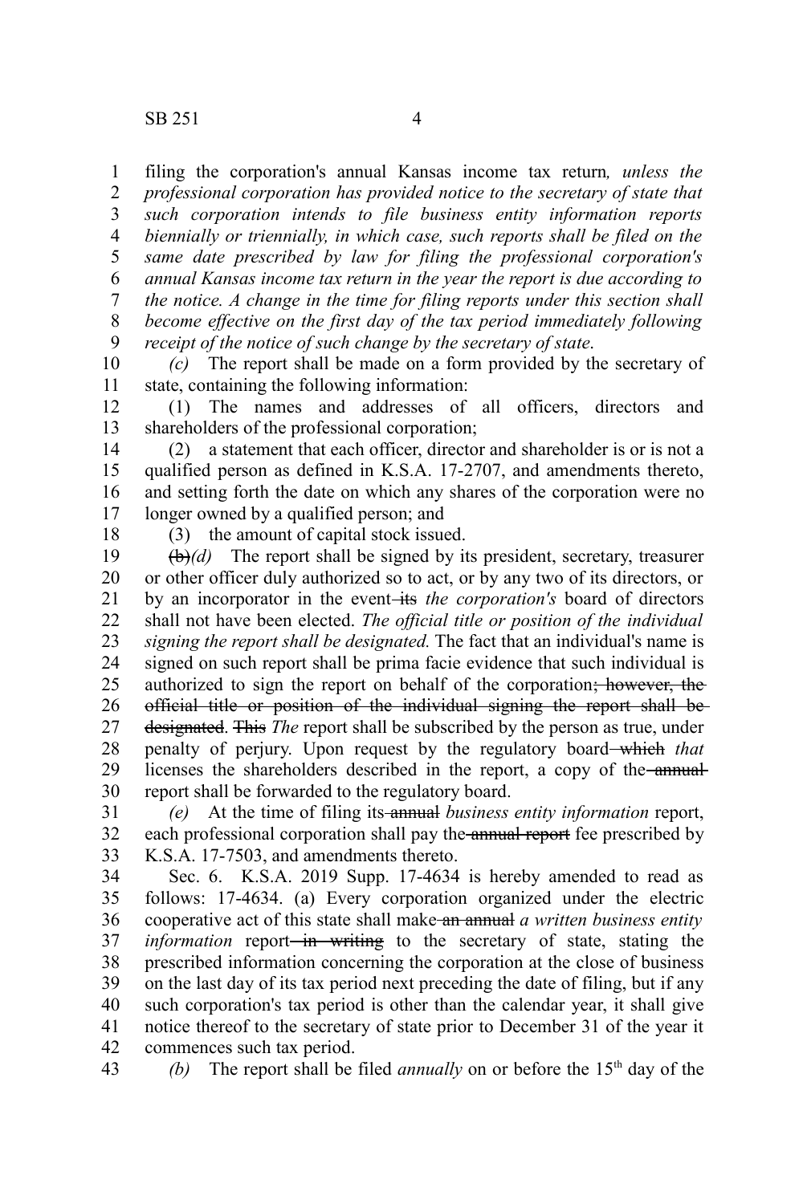filing the corporation's annual Kansas income tax return*, unless the professional corporation has provided notice to the secretary of state that such corporation intends to file business entity information reports biennially or triennially, in which case, such reports shall be filed on the same date prescribed by law for filing the professional corporation's annual Kansas income tax return in the year the report is due according to the notice. A change in the time for filing reports under this section shall become effective on the first day of the tax period immediately following receipt of the notice of such change by the secretary of state*.

*(c)* The report shall be made on a form provided by the secretary of state, containing the following information:

(1) The names and addresses of all officers, directors and shareholders of the professional corporation;

(2) a statement that each officer, director and shareholder is or is not a qualified person as defined in K.S.A. 17-2707, and amendments thereto, and setting forth the date on which any shares of the corporation were no longer owned by a qualified person; and

(3) the amount of capital stock issued.

~~(b)~~*(d)* The report shall be signed by its president, secretary, treasurer or other officer duly authorized so to act, or by any two of its directors, or by an incorporator in the event ~~its~~ *the corporation's* board of directors shall not have been elected. *The official title or position of the individual signing the report shall be designated.* The fact that an individual's name is signed on such report shall be prima facie evidence that such individual is authorized to sign the report on behalf of the corporation~~; however, the official title or position of the individual signing the report shall be designated~~. ~~This~~ *The* report shall be subscribed by the person as true, under penalty of perjury. Upon request by the regulatory board ~~which~~ *that* licenses the shareholders described in the report, a copy of the ~~annual~~ report shall be forwarded to the regulatory board.

*(e)* At the time of filing its ~~annual~~ *business entity information* report, each professional corporation shall pay the ~~annual report~~ fee prescribed by K.S.A. 17-7503, and amendments thereto.

Sec. 6. K.S.A. 2019 Supp. 17-4634 is hereby amended to read as follows: 17-4634. (a) Every corporation organized under the electric cooperative act of this state shall make ~~an annual~~ *a written business entity information* report ~~in writing~~ to the secretary of state, stating the prescribed information concerning the corporation at the close of business on the last day of its tax period next preceding the date of filing, but if any such corporation's tax period is other than the calendar year, it shall give notice thereof to the secretary of state prior to December 31 of the year it commences such tax period.

*(b)* The report shall be filed *annually* on or before the 15th day of the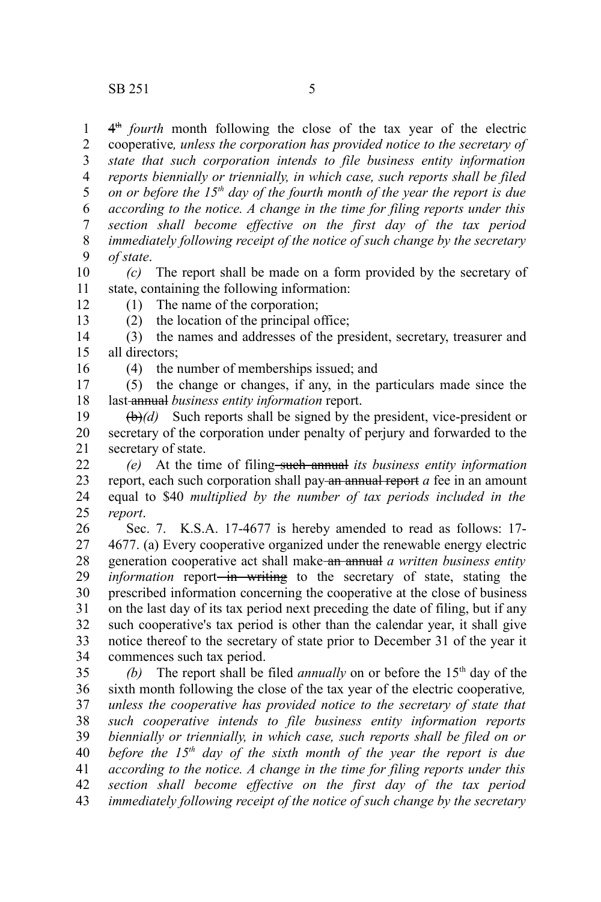~~4th~~ *fourth* month following the close of the tax year of the electric cooperative*, unless the corporation has provided notice to the secretary of state that such corporation intends to file business entity information reports biennially or triennially, in which case, such reports shall be filed on or before the 15th day of the fourth month of the year the report is due according to the notice. A change in the time for filing reports under this section shall become effective on the first day of the tax period immediately following receipt of the notice of such change by the secretary of state*.

*(c)* The report shall be made on a form provided by the secretary of state, containing the following information:

(1) The name of the corporation;

(2) the location of the principal office;

(3) the names and addresses of the president, secretary, treasurer and all directors;

(4) the number of memberships issued; and

(5) the change or changes, if any, in the particulars made since the last ~~annual~~ *business entity information* report.

~~(b)~~*(d)* Such reports shall be signed by the president, vice-president or secretary of the corporation under penalty of perjury and forwarded to the secretary of state.

*(e)* At the time of filing ~~such annual~~ *its business entity information* report, each such corporation shall pay ~~an annual report~~ *a* fee in an amount equal to $40 *multiplied by the number of tax periods included in the report*.

Sec. 7. K.S.A. 17-4677 is hereby amended to read as follows: 17-4677. (a) Every cooperative organized under the renewable energy electric generation cooperative act shall make ~~an annual~~ *a written business entity information* report ~~in writing~~ to the secretary of state, stating the prescribed information concerning the cooperative at the close of business on the last day of its tax period next preceding the date of filing, but if any such cooperative's tax period is other than the calendar year, it shall give notice thereof to the secretary of state prior to December 31 of the year it commences such tax period.

*(b)* The report shall be filed *annually* on or before the 15th day of the sixth month following the close of the tax year of the electric cooperative*, unless the cooperative has provided notice to the secretary of state that such cooperative intends to file business entity information reports biennially or triennially, in which case, such reports shall be filed on or before the 15th day of the sixth month of the year the report is due according to the notice. A change in the time for filing reports under this section shall become effective on the first day of the tax period immediately following receipt of the notice of such change by the secretary*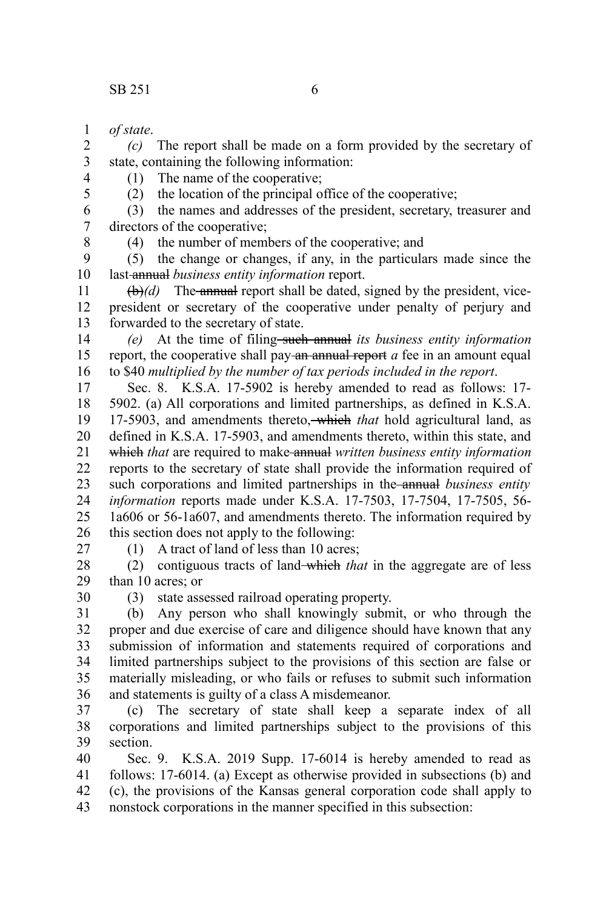*of state*.

*(c)* The report shall be made on a form provided by the secretary of state, containing the following information:

(1) The name of the cooperative;

(2) the location of the principal office of the cooperative;

(3) the names and addresses of the president, secretary, treasurer and directors of the cooperative;

(4) the number of members of the cooperative; and

(5) the change or changes, if any, in the particulars made since the last ~~annual~~ *business entity information* report.

~~(b)~~*(d)* The ~~annual~~ report shall be dated, signed by the president, vice-president or secretary of the cooperative under penalty of perjury and forwarded to the secretary of state.

*(e)* At the time of filing ~~such annual~~ *its business entity information* report, the cooperative shall pay ~~an annual report~~ *a* fee in an amount equal to $40 *multiplied by the number of tax periods included in the report*.

Sec. 8. K.S.A. 17-5902 is hereby amended to read as follows: 17-5902. (a) All corporations and limited partnerships, as defined in K.S.A. 17-5903, and amendments thereto, ~~which~~ *that* hold agricultural land, as defined in K.S.A. 17-5903, and amendments thereto, within this state, and ~~which~~ *that* are required to make ~~annual~~ *written business entity information* reports to the secretary of state shall provide the information required of such corporations and limited partnerships in the ~~annual~~ *business entity information* reports made under K.S.A. 17-7503, 17-7504, 17-7505, 56-1a606 or 56-1a607, and amendments thereto. The information required by this section does not apply to the following:

(1) A tract of land of less than 10 acres;

(2) contiguous tracts of land ~~which~~ *that* in the aggregate are of less than 10 acres; or

(3) state assessed railroad operating property.

(b) Any person who shall knowingly submit, or who through the proper and due exercise of care and diligence should have known that any submission of information and statements required of corporations and limited partnerships subject to the provisions of this section are false or materially misleading, or who fails or refuses to submit such information and statements is guilty of a class A misdemeanor.

(c) The secretary of state shall keep a separate index of all corporations and limited partnerships subject to the provisions of this section.

Sec. 9. K.S.A. 2019 Supp. 17-6014 is hereby amended to read as follows: 17-6014. (a) Except as otherwise provided in subsections (b) and (c), the provisions of the Kansas general corporation code shall apply to nonstock corporations in the manner specified in this subsection: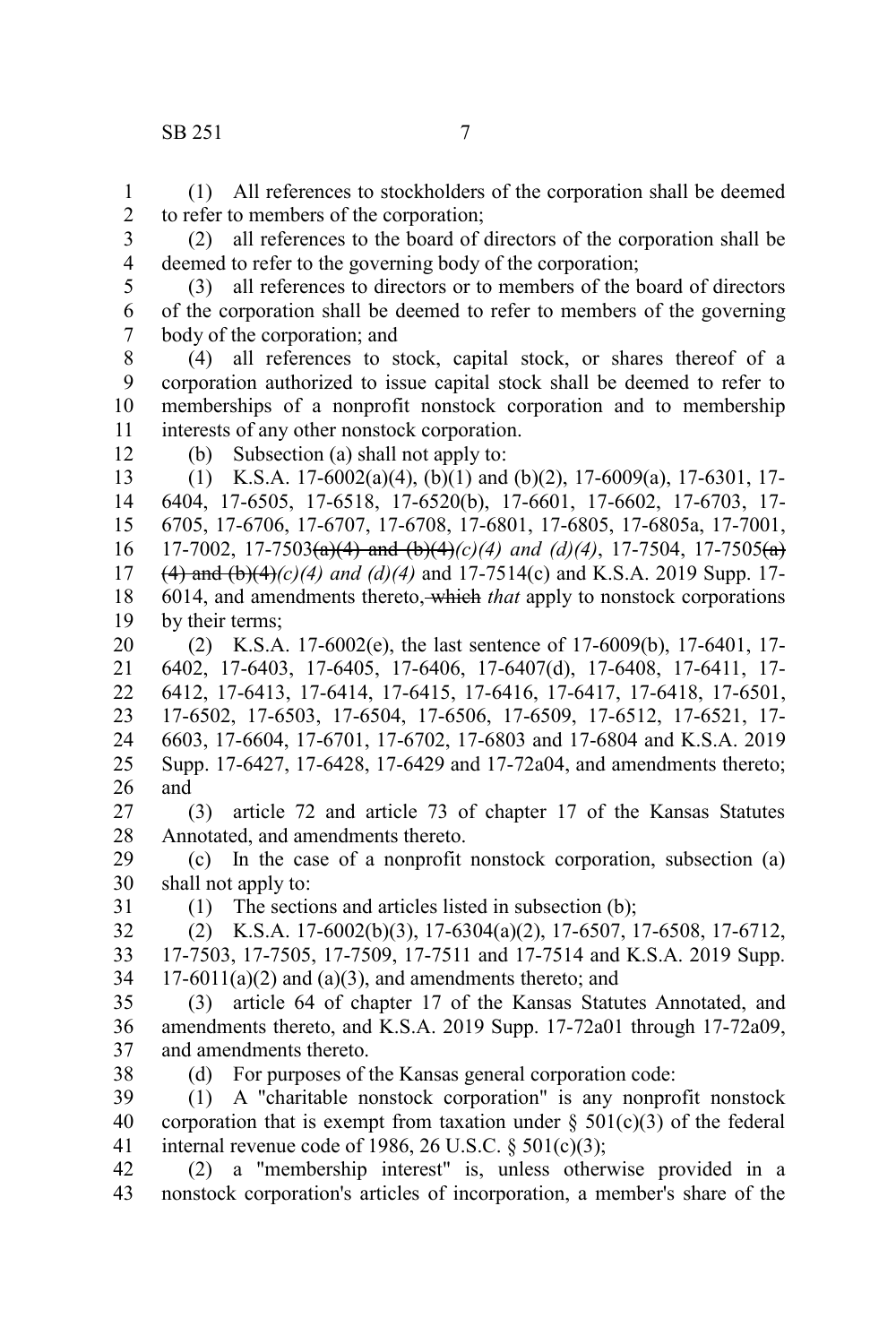(1) All references to stockholders of the corporation shall be deemed to refer to members of the corporation;

(2) all references to the board of directors of the corporation shall be deemed to refer to the governing body of the corporation;

(3) all references to directors or to members of the board of directors of the corporation shall be deemed to refer to members of the governing body of the corporation; and

(4) all references to stock, capital stock, or shares thereof of a corporation authorized to issue capital stock shall be deemed to refer to memberships of a nonprofit nonstock corporation and to membership interests of any other nonstock corporation.

(b) Subsection (a) shall not apply to:

(1) K.S.A. 17-6002(a)(4), (b)(1) and (b)(2), 17-6009(a), 17-6301, 17-6404, 17-6505, 17-6518, 17-6520(b), 17-6601, 17-6602, 17-6703, 17-6705, 17-6706, 17-6707, 17-6708, 17-6801, 17-6805, 17-6805a, 17-7001, 17-7002, 17-7503~~(a)(4) and (b)(4)~~*(c)(4) and (d)(4)*, 17-7504, 17-7505~~(a)(4) and (b)(4)~~*(c)(4) and (d)(4)* and 17-7514(c) and K.S.A. 2019 Supp. 17-6014, and amendments thereto, ~~which~~ *that* apply to nonstock corporations by their terms;

(2) K.S.A. 17-6002(e), the last sentence of 17-6009(b), 17-6401, 17-6402, 17-6403, 17-6405, 17-6406, 17-6407(d), 17-6408, 17-6411, 17-6412, 17-6413, 17-6414, 17-6415, 17-6416, 17-6417, 17-6418, 17-6501, 17-6502, 17-6503, 17-6504, 17-6506, 17-6509, 17-6512, 17-6521, 17-6603, 17-6604, 17-6701, 17-6702, 17-6803 and 17-6804 and K.S.A. 2019 Supp. 17-6427, 17-6428, 17-6429 and 17-72a04, and amendments thereto; and

(3) article 72 and article 73 of chapter 17 of the Kansas Statutes Annotated, and amendments thereto.

(c) In the case of a nonprofit nonstock corporation, subsection (a) shall not apply to:

(1) The sections and articles listed in subsection (b);

(2) K.S.A. 17-6002(b)(3), 17-6304(a)(2), 17-6507, 17-6508, 17-6712, 17-7503, 17-7505, 17-7509, 17-7511 and 17-7514 and K.S.A. 2019 Supp. 17-6011(a)(2) and (a)(3), and amendments thereto; and

(3) article 64 of chapter 17 of the Kansas Statutes Annotated, and amendments thereto, and K.S.A. 2019 Supp. 17-72a01 through 17-72a09, and amendments thereto.

(d) For purposes of the Kansas general corporation code:

(1) A "charitable nonstock corporation" is any nonprofit nonstock corporation that is exempt from taxation under § 501(c)(3) of the federal internal revenue code of 1986, 26 U.S.C. § 501(c)(3);

(2) a "membership interest" is, unless otherwise provided in a nonstock corporation's articles of incorporation, a member's share of the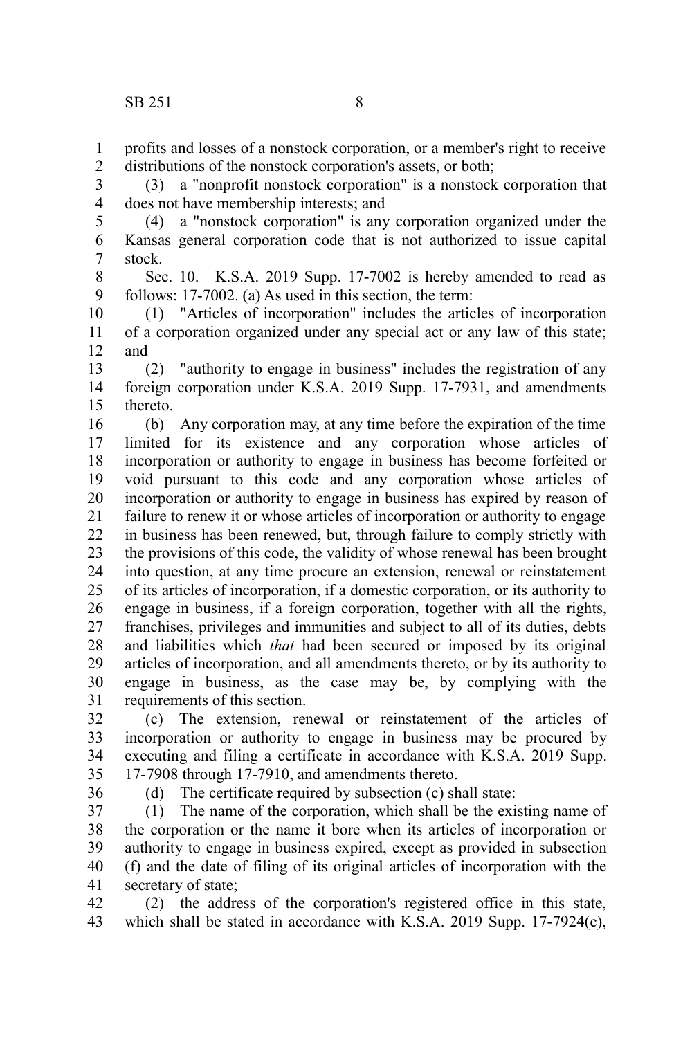profits and losses of a nonstock corporation, or a member's right to receive distributions of the nonstock corporation's assets, or both;

(3) a "nonprofit nonstock corporation" is a nonstock corporation that does not have membership interests; and

(4) a "nonstock corporation" is any corporation organized under the Kansas general corporation code that is not authorized to issue capital stock.

Sec. 10. K.S.A. 2019 Supp. 17-7002 is hereby amended to read as follows: 17-7002. (a) As used in this section, the term:

(1) "Articles of incorporation" includes the articles of incorporation of a corporation organized under any special act or any law of this state; and

(2) "authority to engage in business" includes the registration of any foreign corporation under K.S.A. 2019 Supp. 17-7931, and amendments thereto.

(b) Any corporation may, at any time before the expiration of the time limited for its existence and any corporation whose articles of incorporation or authority to engage in business has become forfeited or void pursuant to this code and any corporation whose articles of incorporation or authority to engage in business has expired by reason of failure to renew it or whose articles of incorporation or authority to engage in business has been renewed, but, through failure to comply strictly with the provisions of this code, the validity of whose renewal has been brought into question, at any time procure an extension, renewal or reinstatement of its articles of incorporation, if a domestic corporation, or its authority to engage in business, if a foreign corporation, together with all the rights, franchises, privileges and immunities and subject to all of its duties, debts and liabilities ~~which~~ *that* had been secured or imposed by its original articles of incorporation, and all amendments thereto, or by its authority to engage in business, as the case may be, by complying with the requirements of this section.

(c) The extension, renewal or reinstatement of the articles of incorporation or authority to engage in business may be procured by executing and filing a certificate in accordance with K.S.A. 2019 Supp. 17-7908 through 17-7910, and amendments thereto.

(d) The certificate required by subsection (c) shall state:

(1) The name of the corporation, which shall be the existing name of the corporation or the name it bore when its articles of incorporation or authority to engage in business expired, except as provided in subsection (f) and the date of filing of its original articles of incorporation with the secretary of state;

(2) the address of the corporation's registered office in this state, which shall be stated in accordance with K.S.A. 2019 Supp. 17-7924(c),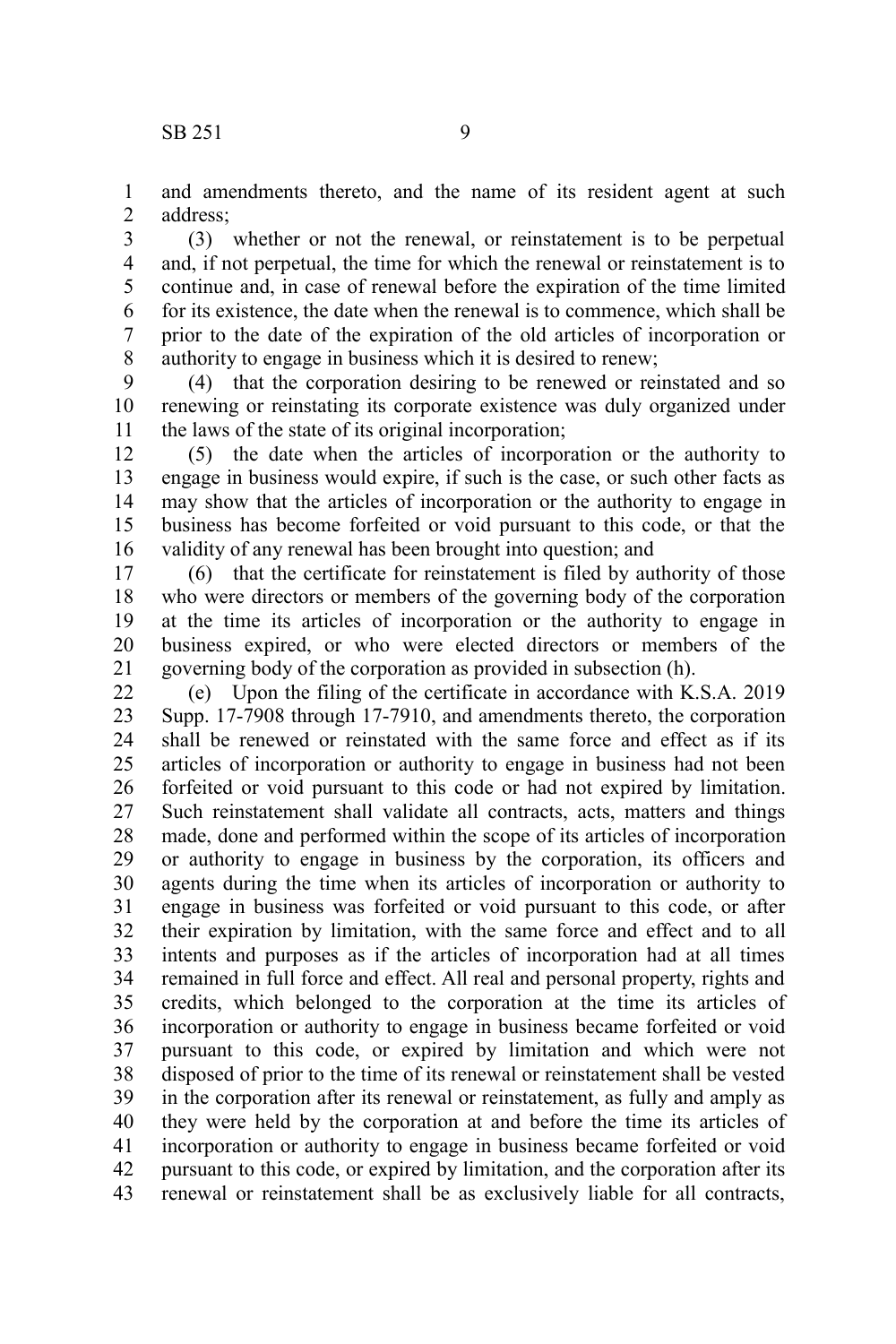and amendments thereto, and the name of its resident agent at such address;

(3) whether or not the renewal, or reinstatement is to be perpetual and, if not perpetual, the time for which the renewal or reinstatement is to continue and, in case of renewal before the expiration of the time limited for its existence, the date when the renewal is to commence, which shall be prior to the date of the expiration of the old articles of incorporation or authority to engage in business which it is desired to renew;

(4) that the corporation desiring to be renewed or reinstated and so renewing or reinstating its corporate existence was duly organized under the laws of the state of its original incorporation;

(5) the date when the articles of incorporation or the authority to engage in business would expire, if such is the case, or such other facts as may show that the articles of incorporation or the authority to engage in business has become forfeited or void pursuant to this code, or that the validity of any renewal has been brought into question; and

(6) that the certificate for reinstatement is filed by authority of those who were directors or members of the governing body of the corporation at the time its articles of incorporation or the authority to engage in business expired, or who were elected directors or members of the governing body of the corporation as provided in subsection (h).

(e) Upon the filing of the certificate in accordance with K.S.A. 2019 Supp. 17-7908 through 17-7910, and amendments thereto, the corporation shall be renewed or reinstated with the same force and effect as if its articles of incorporation or authority to engage in business had not been forfeited or void pursuant to this code or had not expired by limitation. Such reinstatement shall validate all contracts, acts, matters and things made, done and performed within the scope of its articles of incorporation or authority to engage in business by the corporation, its officers and agents during the time when its articles of incorporation or authority to engage in business was forfeited or void pursuant to this code, or after their expiration by limitation, with the same force and effect and to all intents and purposes as if the articles of incorporation had at all times remained in full force and effect. All real and personal property, rights and credits, which belonged to the corporation at the time its articles of incorporation or authority to engage in business became forfeited or void pursuant to this code, or expired by limitation and which were not disposed of prior to the time of its renewal or reinstatement shall be vested in the corporation after its renewal or reinstatement, as fully and amply as they were held by the corporation at and before the time its articles of incorporation or authority to engage in business became forfeited or void pursuant to this code, or expired by limitation, and the corporation after its renewal or reinstatement shall be as exclusively liable for all contracts,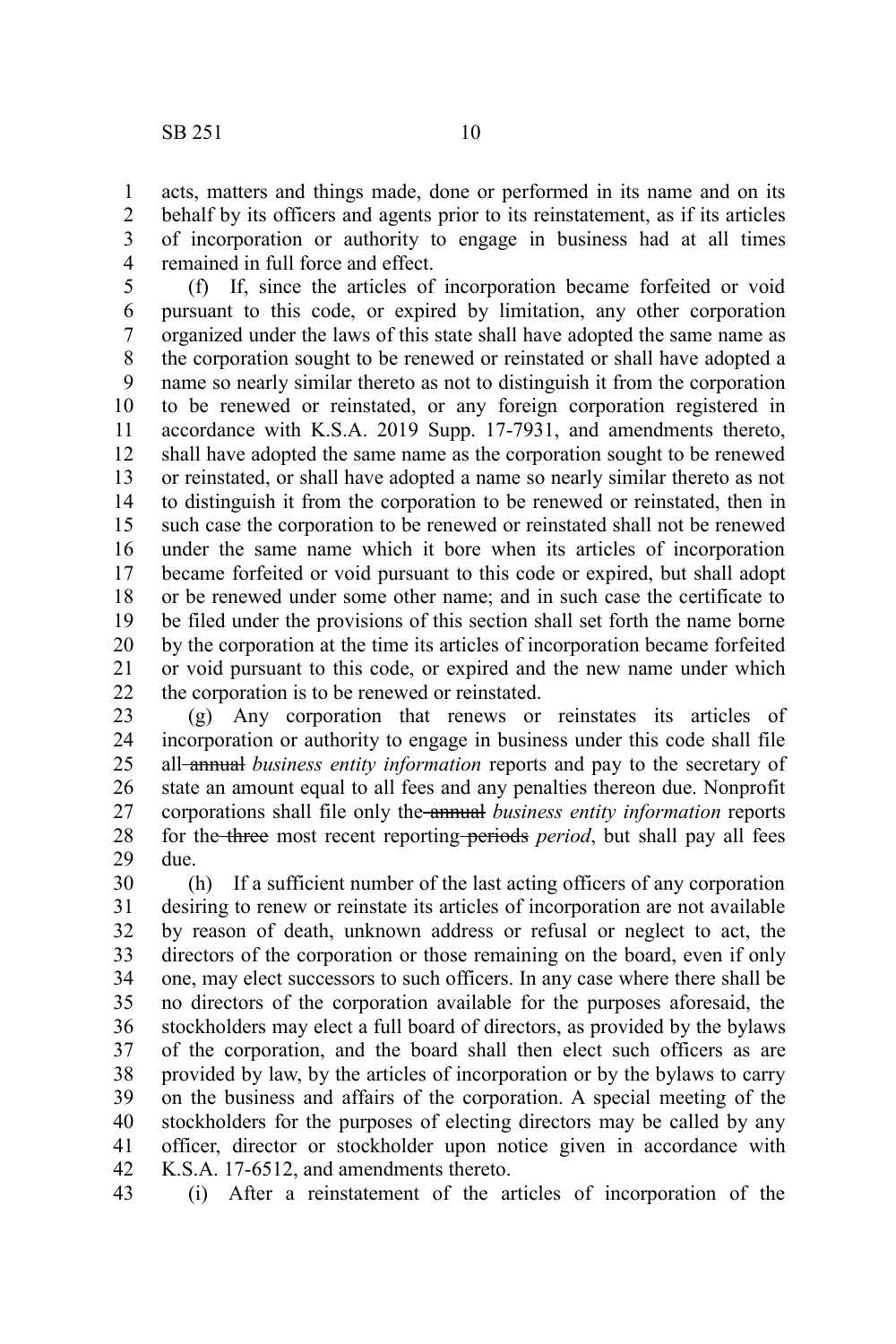acts, matters and things made, done or performed in its name and on its behalf by its officers and agents prior to its reinstatement, as if its articles of incorporation or authority to engage in business had at all times remained in full force and effect.

(f) If, since the articles of incorporation became forfeited or void pursuant to this code, or expired by limitation, any other corporation organized under the laws of this state shall have adopted the same name as the corporation sought to be renewed or reinstated or shall have adopted a name so nearly similar thereto as not to distinguish it from the corporation to be renewed or reinstated, or any foreign corporation registered in accordance with K.S.A. 2019 Supp. 17-7931, and amendments thereto, shall have adopted the same name as the corporation sought to be renewed or reinstated, or shall have adopted a name so nearly similar thereto as not to distinguish it from the corporation to be renewed or reinstated, then in such case the corporation to be renewed or reinstated shall not be renewed under the same name which it bore when its articles of incorporation became forfeited or void pursuant to this code or expired, but shall adopt or be renewed under some other name; and in such case the certificate to be filed under the provisions of this section shall set forth the name borne by the corporation at the time its articles of incorporation became forfeited or void pursuant to this code, or expired and the new name under which the corporation is to be renewed or reinstated.

(g) Any corporation that renews or reinstates its articles of incorporation or authority to engage in business under this code shall file all ~~annual~~ *business entity information* reports and pay to the secretary of state an amount equal to all fees and any penalties thereon due. Nonprofit corporations shall file only the ~~annual~~ *business entity information* reports for the ~~three~~ most recent reporting ~~periods~~ *period*, but shall pay all fees due.

(h) If a sufficient number of the last acting officers of any corporation desiring to renew or reinstate its articles of incorporation are not available by reason of death, unknown address or refusal or neglect to act, the directors of the corporation or those remaining on the board, even if only one, may elect successors to such officers. In any case where there shall be no directors of the corporation available for the purposes aforesaid, the stockholders may elect a full board of directors, as provided by the bylaws of the corporation, and the board shall then elect such officers as are provided by law, by the articles of incorporation or by the bylaws to carry on the business and affairs of the corporation. A special meeting of the stockholders for the purposes of electing directors may be called by any officer, director or stockholder upon notice given in accordance with K.S.A. 17-6512, and amendments thereto.

(i) After a reinstatement of the articles of incorporation of the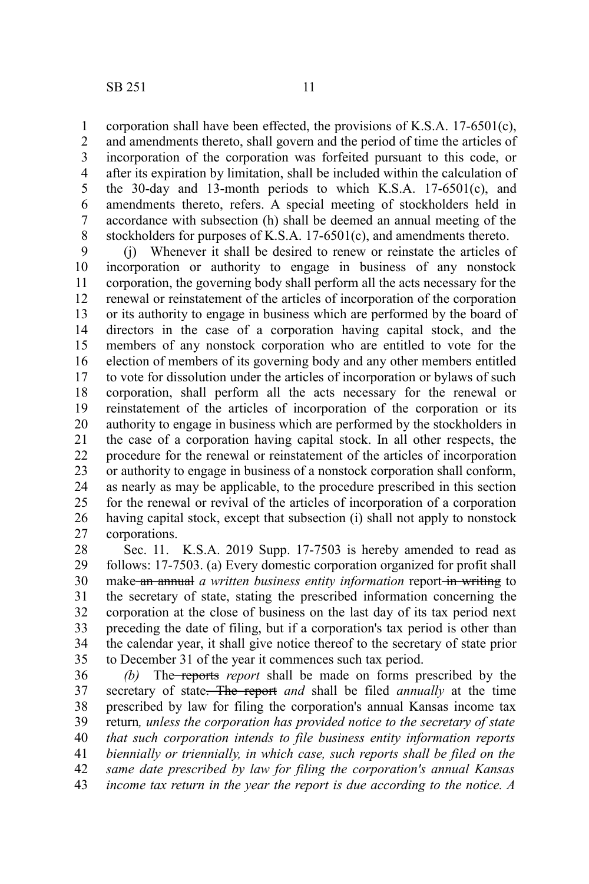corporation shall have been effected, the provisions of K.S.A. 17-6501(c), and amendments thereto, shall govern and the period of time the articles of incorporation of the corporation was forfeited pursuant to this code, or after its expiration by limitation, shall be included within the calculation of the 30-day and 13-month periods to which K.S.A. 17-6501(c), and amendments thereto, refers. A special meeting of stockholders held in accordance with subsection (h) shall be deemed an annual meeting of the stockholders for purposes of K.S.A. 17-6501(c), and amendments thereto.

(j) Whenever it shall be desired to renew or reinstate the articles of incorporation or authority to engage in business of any nonstock corporation, the governing body shall perform all the acts necessary for the renewal or reinstatement of the articles of incorporation of the corporation or its authority to engage in business which are performed by the board of directors in the case of a corporation having capital stock, and the members of any nonstock corporation who are entitled to vote for the election of members of its governing body and any other members entitled to vote for dissolution under the articles of incorporation or bylaws of such corporation, shall perform all the acts necessary for the renewal or reinstatement of the articles of incorporation of the corporation or its authority to engage in business which are performed by the stockholders in the case of a corporation having capital stock. In all other respects, the procedure for the renewal or reinstatement of the articles of incorporation or authority to engage in business of a nonstock corporation shall conform, as nearly as may be applicable, to the procedure prescribed in this section for the renewal or revival of the articles of incorporation of a corporation having capital stock, except that subsection (i) shall not apply to nonstock corporations.

Sec. 11. K.S.A. 2019 Supp. 17-7503 is hereby amended to read as follows: 17-7503. (a) Every domestic corporation organized for profit shall make ~~an annual~~ *a written business entity information* report ~~in writing~~ to the secretary of state, stating the prescribed information concerning the corporation at the close of business on the last day of its tax period next preceding the date of filing, but if a corporation's tax period is other than the calendar year, it shall give notice thereof to the secretary of state prior to December 31 of the year it commences such tax period.

*(b)* The ~~reports~~ *report* shall be made on forms prescribed by the secretary of state~~. The report~~ *and* shall be filed *annually* at the time prescribed by law for filing the corporation's annual Kansas income tax return*, unless the corporation has provided notice to the secretary of state that such corporation intends to file business entity information reports biennially or triennially, in which case, such reports shall be filed on the same date prescribed by law for filing the corporation's annual Kansas income tax return in the year the report is due according to the notice. A*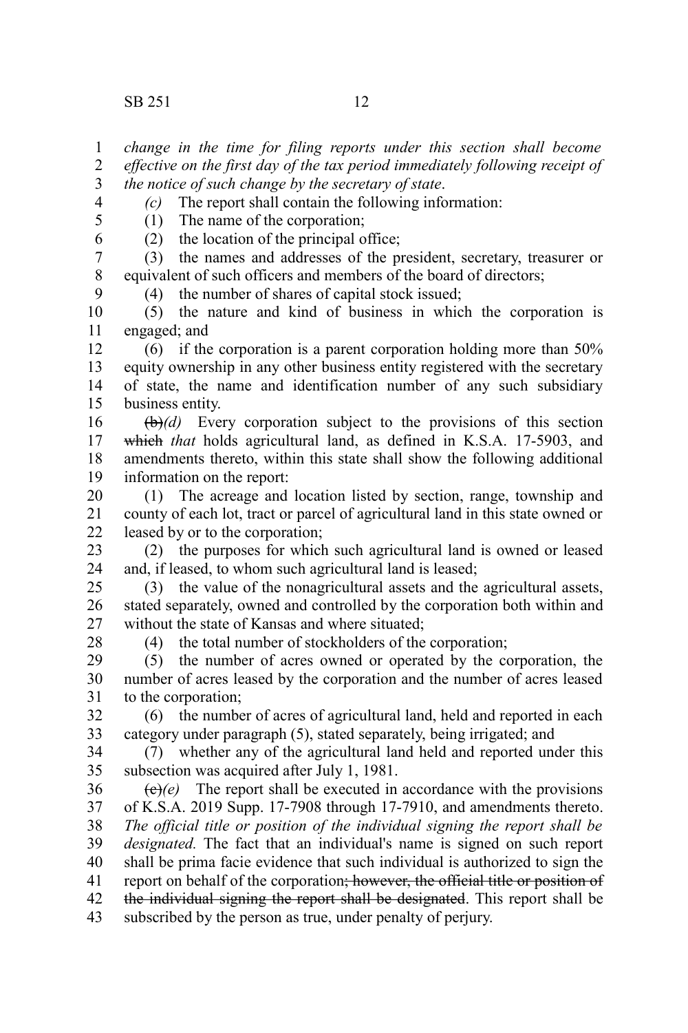*change in the time for filing reports under this section shall become effective on the first day of the tax period immediately following receipt of the notice of such change by the secretary of state*.

*(c)* The report shall contain the following information:

(1) The name of the corporation;

(2) the location of the principal office;

(3) the names and addresses of the president, secretary, treasurer or equivalent of such officers and members of the board of directors;

(4) the number of shares of capital stock issued;

(5) the nature and kind of business in which the corporation is engaged; and

(6) if the corporation is a parent corporation holding more than 50% equity ownership in any other business entity registered with the secretary of state, the name and identification number of any such subsidiary business entity.

~~(b)~~*(d)* Every corporation subject to the provisions of this section ~~which~~ *that* holds agricultural land, as defined in K.S.A. 17-5903, and amendments thereto, within this state shall show the following additional information on the report:

(1) The acreage and location listed by section, range, township and county of each lot, tract or parcel of agricultural land in this state owned or leased by or to the corporation;

(2) the purposes for which such agricultural land is owned or leased and, if leased, to whom such agricultural land is leased;

(3) the value of the nonagricultural assets and the agricultural assets, stated separately, owned and controlled by the corporation both within and without the state of Kansas and where situated;

(4) the total number of stockholders of the corporation;

(5) the number of acres owned or operated by the corporation, the number of acres leased by the corporation and the number of acres leased to the corporation;

(6) the number of acres of agricultural land, held and reported in each category under paragraph (5), stated separately, being irrigated; and

(7) whether any of the agricultural land held and reported under this subsection was acquired after July 1, 1981.

~~(c)~~*(e)* The report shall be executed in accordance with the provisions of K.S.A. 2019 Supp. 17-7908 through 17-7910, and amendments thereto. *The official title or position of the individual signing the report shall be designated.* The fact that an individual's name is signed on such report shall be prima facie evidence that such individual is authorized to sign the report on behalf of the corporation~~; however, the official title or position of the individual signing the report shall be designated~~. This report shall be subscribed by the person as true, under penalty of perjury.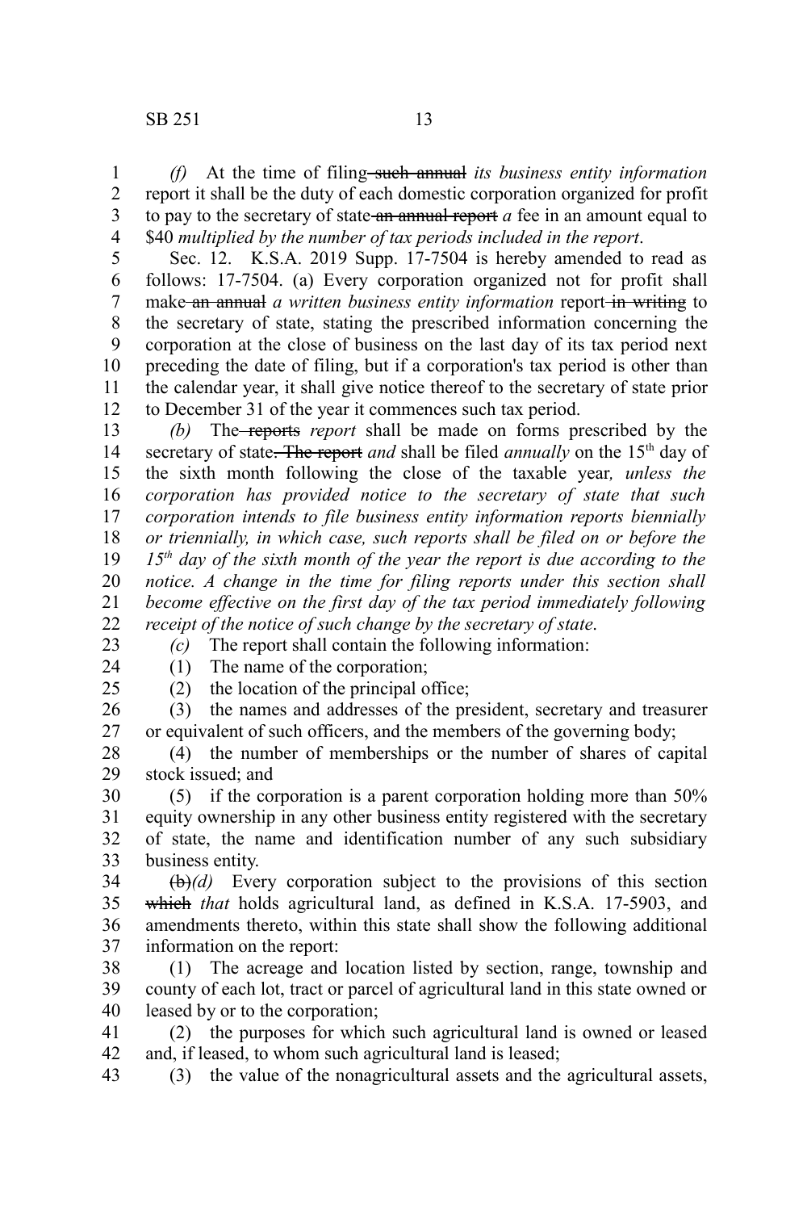*(f)* At the time of filing ~~such annual~~ *its business entity information* report it shall be the duty of each domestic corporation organized for profit to pay to the secretary of state ~~an annual report~~ *a* fee in an amount equal to $40 *multiplied by the number of tax periods included in the report*.

Sec. 12. K.S.A. 2019 Supp. 17-7504 is hereby amended to read as follows: 17-7504. (a) Every corporation organized not for profit shall make ~~an annual~~ *a written business entity information* report ~~in writing~~ to the secretary of state, stating the prescribed information concerning the corporation at the close of business on the last day of its tax period next preceding the date of filing, but if a corporation's tax period is other than the calendar year, it shall give notice thereof to the secretary of state prior to December 31 of the year it commences such tax period.

*(b)* The ~~reports~~ *report* shall be made on forms prescribed by the secretary of state~~. The report~~ *and* shall be filed *annually* on the 15th day of the sixth month following the close of the taxable year*, unless the corporation has provided notice to the secretary of state that such corporation intends to file business entity information reports biennially or triennially, in which case, such reports shall be filed on or before the 15th day of the sixth month of the year the report is due according to the notice. A change in the time for filing reports under this section shall become effective on the first day of the tax period immediately following receipt of the notice of such change by the secretary of state*.

*(c)* The report shall contain the following information:

(1) The name of the corporation;

(2) the location of the principal office;

(3) the names and addresses of the president, secretary and treasurer or equivalent of such officers, and the members of the governing body;

(4) the number of memberships or the number of shares of capital stock issued; and

(5) if the corporation is a parent corporation holding more than 50% equity ownership in any other business entity registered with the secretary of state, the name and identification number of any such subsidiary business entity.

~~(b)~~*(d)* Every corporation subject to the provisions of this section ~~which~~ *that* holds agricultural land, as defined in K.S.A. 17-5903, and amendments thereto, within this state shall show the following additional information on the report:

(1) The acreage and location listed by section, range, township and county of each lot, tract or parcel of agricultural land in this state owned or leased by or to the corporation;

(2) the purposes for which such agricultural land is owned or leased and, if leased, to whom such agricultural land is leased;

(3) the value of the nonagricultural assets and the agricultural assets,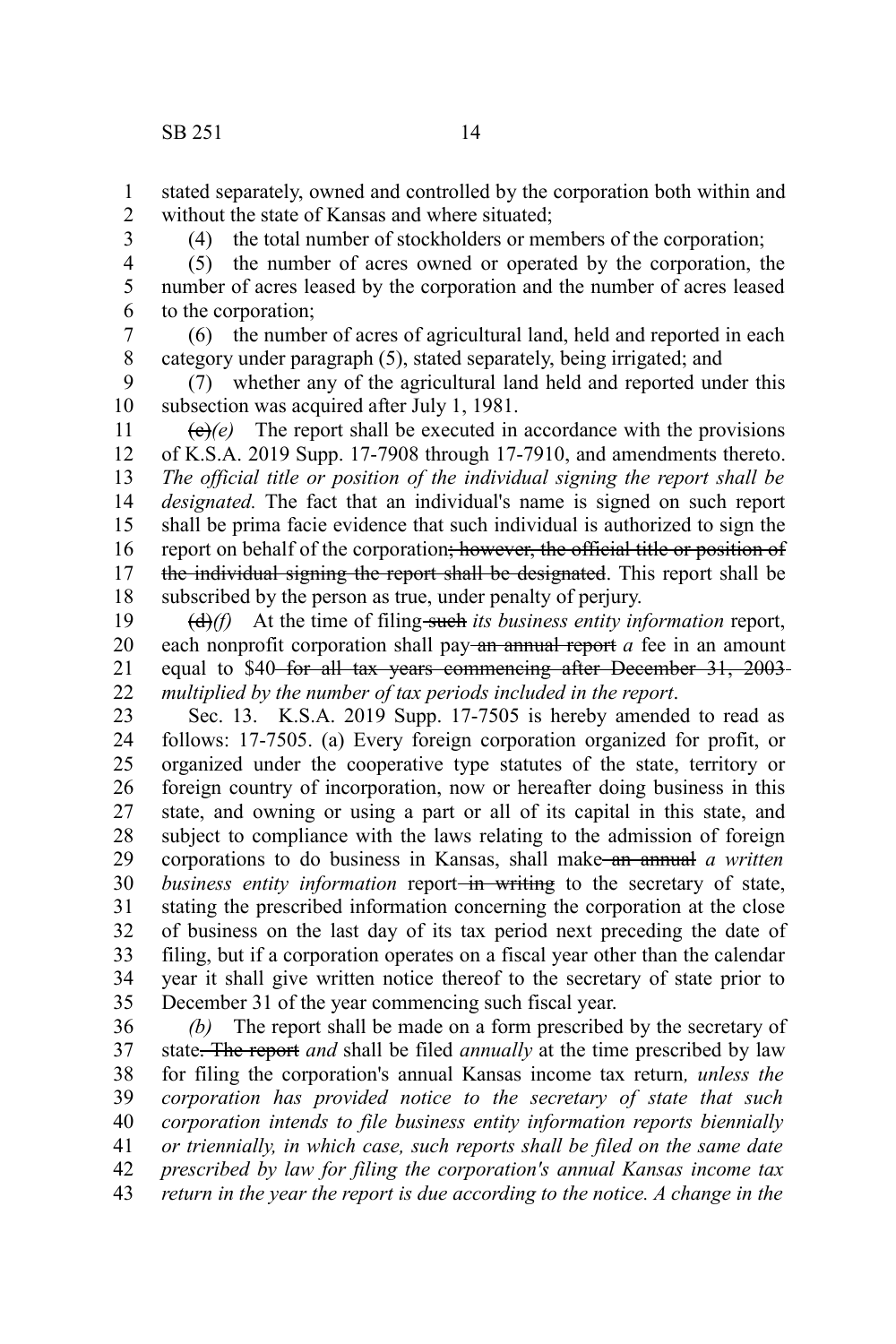stated separately, owned and controlled by the corporation both within and without the state of Kansas and where situated;

(4) the total number of stockholders or members of the corporation;

(5) the number of acres owned or operated by the corporation, the number of acres leased by the corporation and the number of acres leased to the corporation;

(6) the number of acres of agricultural land, held and reported in each category under paragraph (5), stated separately, being irrigated; and

(7) whether any of the agricultural land held and reported under this subsection was acquired after July 1, 1981.

~~(c)~~*(e)* The report shall be executed in accordance with the provisions of K.S.A. 2019 Supp. 17-7908 through 17-7910, and amendments thereto. *The official title or position of the individual signing the report shall be designated.* The fact that an individual's name is signed on such report shall be prima facie evidence that such individual is authorized to sign the report on behalf of the corporation~~; however, the official title or position of the individual signing the report shall be designated~~. This report shall be subscribed by the person as true, under penalty of perjury.

~~(d)~~*(f)* At the time of filing ~~such~~ *its business entity information* report, each nonprofit corporation shall pay ~~an annual report~~ *a* fee in an amount equal to $40 ~~for all tax years commencing after December 31, 2003~~ *multiplied by the number of tax periods included in the report*.

Sec. 13. K.S.A. 2019 Supp. 17-7505 is hereby amended to read as follows: 17-7505. (a) Every foreign corporation organized for profit, or organized under the cooperative type statutes of the state, territory or foreign country of incorporation, now or hereafter doing business in this state, and owning or using a part or all of its capital in this state, and subject to compliance with the laws relating to the admission of foreign corporations to do business in Kansas, shall make ~~an annual~~ *a written business entity information* report ~~in writing~~ to the secretary of state, stating the prescribed information concerning the corporation at the close of business on the last day of its tax period next preceding the date of filing, but if a corporation operates on a fiscal year other than the calendar year it shall give written notice thereof to the secretary of state prior to December 31 of the year commencing such fiscal year.

*(b)* The report shall be made on a form prescribed by the secretary of state~~. The report~~ *and* shall be filed *annually* at the time prescribed by law for filing the corporation's annual Kansas income tax return*, unless the corporation has provided notice to the secretary of state that such corporation intends to file business entity information reports biennially or triennially, in which case, such reports shall be filed on the same date prescribed by law for filing the corporation's annual Kansas income tax return in the year the report is due according to the notice. A change in the*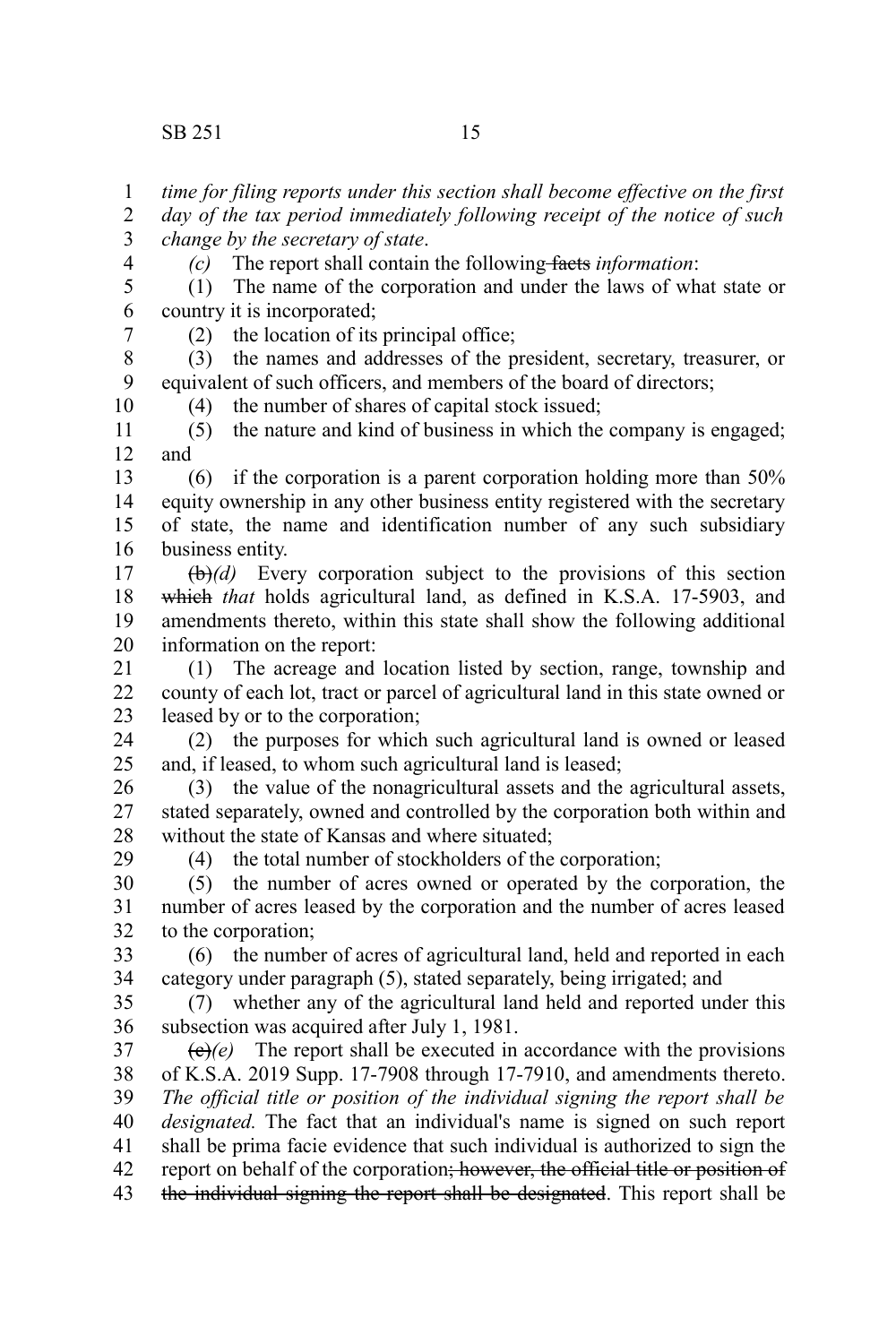*time for filing reports under this section shall become effective on the first day of the tax period immediately following receipt of the notice of such change by the secretary of state*.

*(c)* The report shall contain the following ~~facts~~ *information*:

(1) The name of the corporation and under the laws of what state or country it is incorporated;

(2) the location of its principal office;

(3) the names and addresses of the president, secretary, treasurer, or equivalent of such officers, and members of the board of directors;

(4) the number of shares of capital stock issued;

(5) the nature and kind of business in which the company is engaged; and

(6) if the corporation is a parent corporation holding more than 50% equity ownership in any other business entity registered with the secretary of state, the name and identification number of any such subsidiary business entity.

~~(b)~~*(d)* Every corporation subject to the provisions of this section ~~which~~ *that* holds agricultural land, as defined in K.S.A. 17-5903, and amendments thereto, within this state shall show the following additional information on the report:

(1) The acreage and location listed by section, range, township and county of each lot, tract or parcel of agricultural land in this state owned or leased by or to the corporation;

(2) the purposes for which such agricultural land is owned or leased and, if leased, to whom such agricultural land is leased;

(3) the value of the nonagricultural assets and the agricultural assets, stated separately, owned and controlled by the corporation both within and without the state of Kansas and where situated;

(4) the total number of stockholders of the corporation;

(5) the number of acres owned or operated by the corporation, the number of acres leased by the corporation and the number of acres leased to the corporation;

(6) the number of acres of agricultural land, held and reported in each category under paragraph (5), stated separately, being irrigated; and

(7) whether any of the agricultural land held and reported under this subsection was acquired after July 1, 1981.

~~(c)~~*(e)* The report shall be executed in accordance with the provisions of K.S.A. 2019 Supp. 17-7908 through 17-7910, and amendments thereto. *The official title or position of the individual signing the report shall be designated.* The fact that an individual's name is signed on such report shall be prima facie evidence that such individual is authorized to sign the report on behalf of the corporation~~; however, the official title or position of the individual signing the report shall be designated~~. This report shall be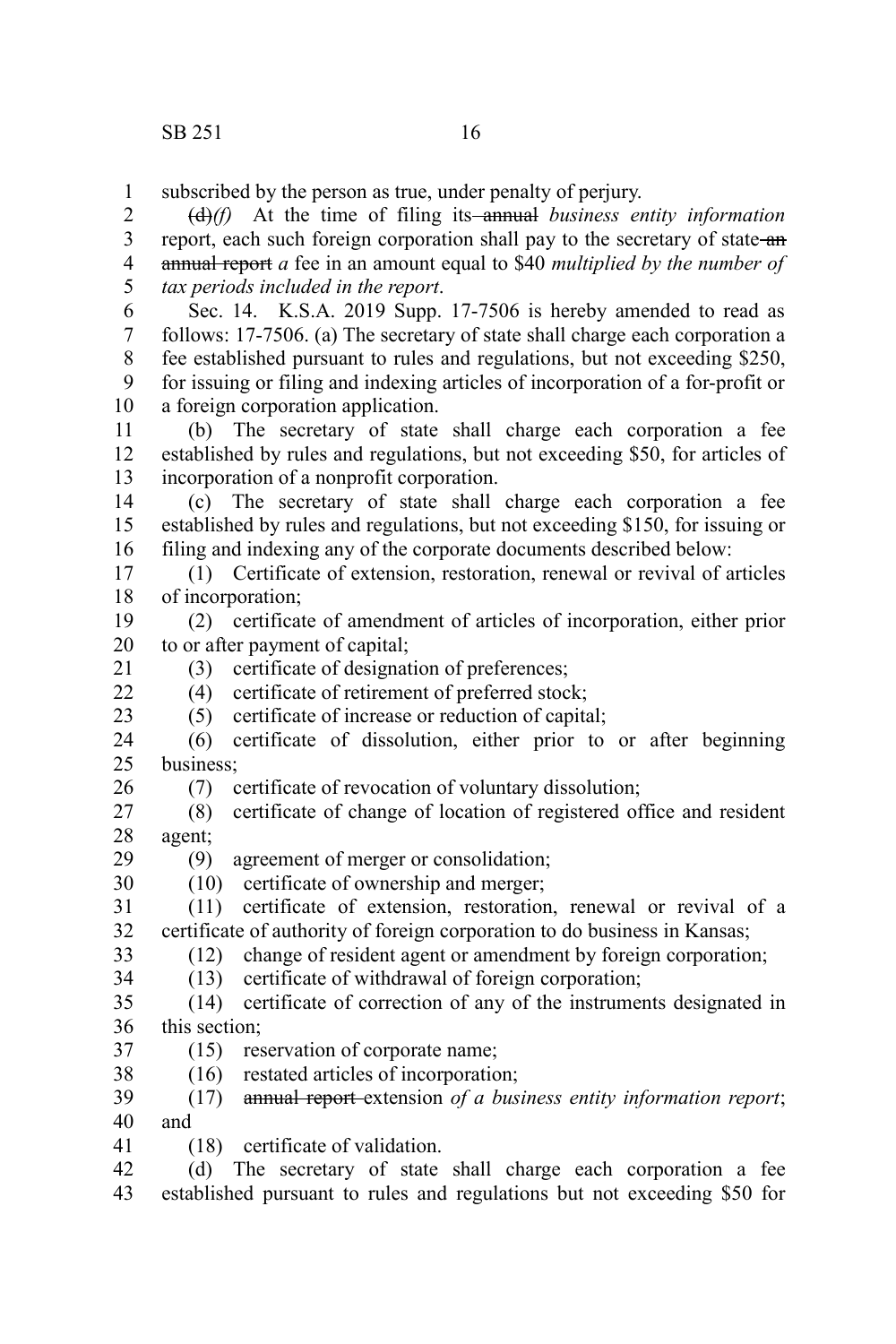subscribed by the person as true, under penalty of perjury.

~~(d)~~*(f)* At the time of filing its ~~annual~~ *business entity information* report, each such foreign corporation shall pay to the secretary of state ~~an annual report~~ *a* fee in an amount equal to $40 *multiplied by the number of tax periods included in the report*.

Sec. 14. K.S.A. 2019 Supp. 17-7506 is hereby amended to read as follows: 17-7506. (a) The secretary of state shall charge each corporation a fee established pursuant to rules and regulations, but not exceeding $250, for issuing or filing and indexing articles of incorporation of a for-profit or a foreign corporation application.

(b) The secretary of state shall charge each corporation a fee established by rules and regulations, but not exceeding $50, for articles of incorporation of a nonprofit corporation.

(c) The secretary of state shall charge each corporation a fee established by rules and regulations, but not exceeding $150, for issuing or filing and indexing any of the corporate documents described below:

(1) Certificate of extension, restoration, renewal or revival of articles of incorporation;

(2) certificate of amendment of articles of incorporation, either prior to or after payment of capital;

(3) certificate of designation of preferences;

(4) certificate of retirement of preferred stock;

(5) certificate of increase or reduction of capital;

(6) certificate of dissolution, either prior to or after beginning business;

(7) certificate of revocation of voluntary dissolution;

(8) certificate of change of location of registered office and resident agent;

(9) agreement of merger or consolidation;

(10) certificate of ownership and merger;

(11) certificate of extension, restoration, renewal or revival of a certificate of authority of foreign corporation to do business in Kansas;

(12) change of resident agent or amendment by foreign corporation;

(13) certificate of withdrawal of foreign corporation;

(14) certificate of correction of any of the instruments designated in this section;

(15) reservation of corporate name;

(16) restated articles of incorporation;

(17) ~~annual report~~ extension *of a business entity information report*; and

(18) certificate of validation.

(d) The secretary of state shall charge each corporation a fee established pursuant to rules and regulations but not exceeding $50 for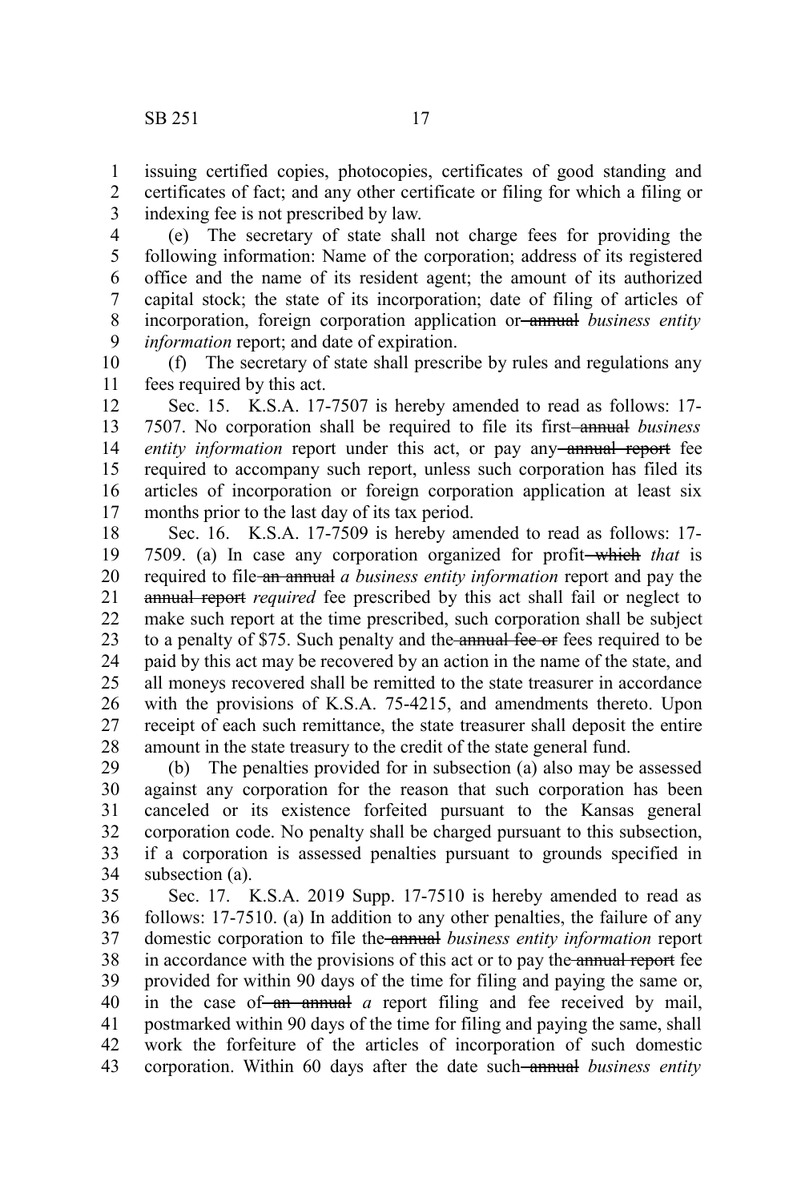issuing certified copies, photocopies, certificates of good standing and certificates of fact; and any other certificate or filing for which a filing or indexing fee is not prescribed by law.

(e) The secretary of state shall not charge fees for providing the following information: Name of the corporation; address of its registered office and the name of its resident agent; the amount of its authorized capital stock; the state of its incorporation; date of filing of articles of incorporation, foreign corporation application or ~~annual~~ *business entity information* report; and date of expiration.

(f) The secretary of state shall prescribe by rules and regulations any fees required by this act.

Sec. 15. K.S.A. 17-7507 is hereby amended to read as follows: 17-7507. No corporation shall be required to file its first ~~annual~~ *business entity information* report under this act, or pay any ~~annual report~~ fee required to accompany such report, unless such corporation has filed its articles of incorporation or foreign corporation application at least six months prior to the last day of its tax period.

Sec. 16. K.S.A. 17-7509 is hereby amended to read as follows: 17-7509. (a) In case any corporation organized for profit ~~which~~ *that* is required to file ~~an annual~~ *a business entity information* report and pay the ~~annual report~~ *required* fee prescribed by this act shall fail or neglect to make such report at the time prescribed, such corporation shall be subject to a penalty of $75. Such penalty and the ~~annual fee or~~ fees required to be paid by this act may be recovered by an action in the name of the state, and all moneys recovered shall be remitted to the state treasurer in accordance with the provisions of K.S.A. 75-4215, and amendments thereto. Upon receipt of each such remittance, the state treasurer shall deposit the entire amount in the state treasury to the credit of the state general fund.

(b) The penalties provided for in subsection (a) also may be assessed against any corporation for the reason that such corporation has been canceled or its existence forfeited pursuant to the Kansas general corporation code. No penalty shall be charged pursuant to this subsection, if a corporation is assessed penalties pursuant to grounds specified in subsection (a).

Sec. 17. K.S.A. 2019 Supp. 17-7510 is hereby amended to read as follows: 17-7510. (a) In addition to any other penalties, the failure of any domestic corporation to file the ~~annual~~ *business entity information* report in accordance with the provisions of this act or to pay the ~~annual report~~ fee provided for within 90 days of the time for filing and paying the same or, in the case of ~~an annual~~ *a* report filing and fee received by mail, postmarked within 90 days of the time for filing and paying the same, shall work the forfeiture of the articles of incorporation of such domestic corporation. Within 60 days after the date such ~~annual~~ *business entity*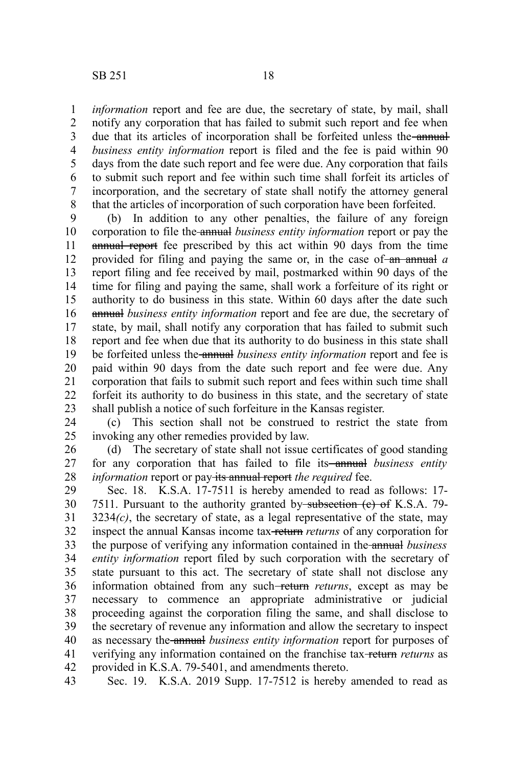*information* report and fee are due, the secretary of state, by mail, shall notify any corporation that has failed to submit such report and fee when due that its articles of incorporation shall be forfeited unless the ~~annual~~ *business entity information* report is filed and the fee is paid within 90 days from the date such report and fee were due. Any corporation that fails to submit such report and fee within such time shall forfeit its articles of incorporation, and the secretary of state shall notify the attorney general that the articles of incorporation of such corporation have been forfeited.

(b) In addition to any other penalties, the failure of any foreign corporation to file the ~~annual~~ *business entity information* report or pay the ~~annual report~~ fee prescribed by this act within 90 days from the time provided for filing and paying the same or, in the case of ~~an annual~~ *a* report filing and fee received by mail, postmarked within 90 days of the time for filing and paying the same, shall work a forfeiture of its right or authority to do business in this state. Within 60 days after the date such ~~annual~~ *business entity information* report and fee are due, the secretary of state, by mail, shall notify any corporation that has failed to submit such report and fee when due that its authority to do business in this state shall be forfeited unless the ~~annual~~ *business entity information* report and fee is paid within 90 days from the date such report and fee were due. Any corporation that fails to submit such report and fees within such time shall forfeit its authority to do business in this state, and the secretary of state shall publish a notice of such forfeiture in the Kansas register.

(c) This section shall not be construed to restrict the state from invoking any other remedies provided by law.

(d) The secretary of state shall not issue certificates of good standing for any corporation that has failed to file its ~~annual~~ *business entity information* report or pay ~~its annual report~~ *the required* fee.

Sec. 18. K.S.A. 17-7511 is hereby amended to read as follows: 17-7511. Pursuant to the authority granted by ~~subsection (c) of~~ K.S.A. 79-3234*(c)*, the secretary of state, as a legal representative of the state, may inspect the annual Kansas income tax ~~return~~ *returns* of any corporation for the purpose of verifying any information contained in the ~~annual~~ *business entity information* report filed by such corporation with the secretary of state pursuant to this act. The secretary of state shall not disclose any information obtained from any such ~~return~~ *returns*, except as may be necessary to commence an appropriate administrative or judicial proceeding against the corporation filing the same, and shall disclose to the secretary of revenue any information and allow the secretary to inspect as necessary the ~~annual~~ *business entity information* report for purposes of verifying any information contained on the franchise tax ~~return~~ *returns* as provided in K.S.A. 79-5401, and amendments thereto.

Sec. 19. K.S.A. 2019 Supp. 17-7512 is hereby amended to read as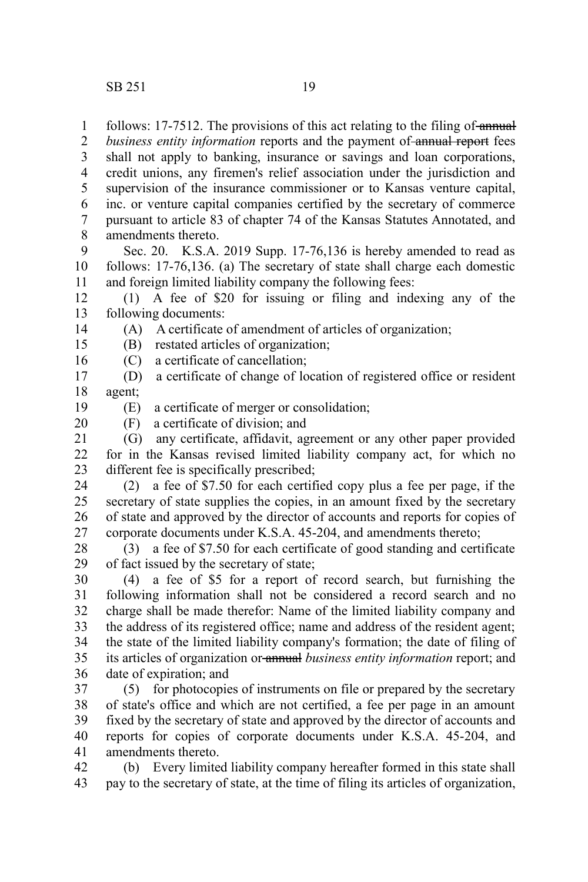follows: 17-7512. The provisions of this act relating to the filing of ~~annual~~ *business entity information* reports and the payment of ~~annual report~~ fees shall not apply to banking, insurance or savings and loan corporations, credit unions, any firemen's relief association under the jurisdiction and supervision of the insurance commissioner or to Kansas venture capital, inc. or venture capital companies certified by the secretary of commerce pursuant to article 83 of chapter 74 of the Kansas Statutes Annotated, and amendments thereto.

Sec. 20. K.S.A. 2019 Supp. 17-76,136 is hereby amended to read as follows: 17-76,136. (a) The secretary of state shall charge each domestic and foreign limited liability company the following fees:

(1) A fee of $20 for issuing or filing and indexing any of the following documents:

(A) A certificate of amendment of articles of organization;

(B) restated articles of organization;

(C) a certificate of cancellation;

(D) a certificate of change of location of registered office or resident agent;

(E) a certificate of merger or consolidation;

(F) a certificate of division; and

(G) any certificate, affidavit, agreement or any other paper provided for in the Kansas revised limited liability company act, for which no different fee is specifically prescribed;

(2) a fee of $7.50 for each certified copy plus a fee per page, if the secretary of state supplies the copies, in an amount fixed by the secretary of state and approved by the director of accounts and reports for copies of corporate documents under K.S.A. 45-204, and amendments thereto;

(3) a fee of $7.50 for each certificate of good standing and certificate of fact issued by the secretary of state;

(4) a fee of $5 for a report of record search, but furnishing the following information shall not be considered a record search and no charge shall be made therefor: Name of the limited liability company and the address of its registered office; name and address of the resident agent; the state of the limited liability company's formation; the date of filing of its articles of organization or ~~annual~~ *business entity information* report; and date of expiration; and

(5) for photocopies of instruments on file or prepared by the secretary of state's office and which are not certified, a fee per page in an amount fixed by the secretary of state and approved by the director of accounts and reports for copies of corporate documents under K.S.A. 45-204, and amendments thereto.

(b) Every limited liability company hereafter formed in this state shall pay to the secretary of state, at the time of filing its articles of organization,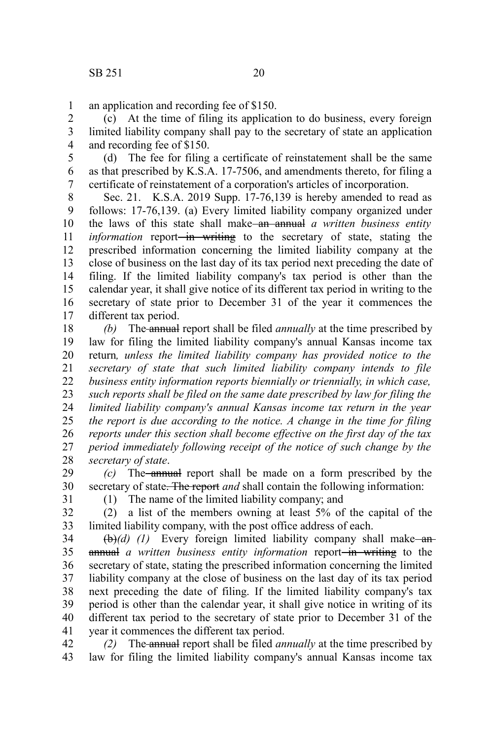an application and recording fee of $150.

(c) At the time of filing its application to do business, every foreign limited liability company shall pay to the secretary of state an application and recording fee of $150.

(d) The fee for filing a certificate of reinstatement shall be the same as that prescribed by K.S.A. 17-7506, and amendments thereto, for filing a certificate of reinstatement of a corporation's articles of incorporation.

Sec. 21. K.S.A. 2019 Supp. 17-76,139 is hereby amended to read as follows: 17-76,139. (a) Every limited liability company organized under the laws of this state shall make ~~an annual~~ *a written business entity information* report ~~in writing~~ to the secretary of state, stating the prescribed information concerning the limited liability company at the close of business on the last day of its tax period next preceding the date of filing. If the limited liability company's tax period is other than the calendar year, it shall give notice of its different tax period in writing to the secretary of state prior to December 31 of the year it commences the different tax period.

*(b)* The ~~annual~~ report shall be filed *annually* at the time prescribed by law for filing the limited liability company's annual Kansas income tax return*, unless the limited liability company has provided notice to the secretary of state that such limited liability company intends to file business entity information reports biennially or triennially, in which case, such reports shall be filed on the same date prescribed by law for filing the limited liability company's annual Kansas income tax return in the year the report is due according to the notice. A change in the time for filing reports under this section shall become effective on the first day of the tax period immediately following receipt of the notice of such change by the secretary of state*.

*(c)* The ~~annual~~ report shall be made on a form prescribed by the secretary of state~~. The report~~ *and* shall contain the following information:

(1) The name of the limited liability company; and

(2) a list of the members owning at least 5% of the capital of the limited liability company, with the post office address of each.

~~(b)~~*(d) (1)* Every foreign limited liability company shall make ~~an annual~~ *a written business entity information* report ~~in writing~~ to the secretary of state, stating the prescribed information concerning the limited liability company at the close of business on the last day of its tax period next preceding the date of filing. If the limited liability company's tax period is other than the calendar year, it shall give notice in writing of its different tax period to the secretary of state prior to December 31 of the year it commences the different tax period.

*(2)* The ~~annual~~ report shall be filed *annually* at the time prescribed by law for filing the limited liability company's annual Kansas income tax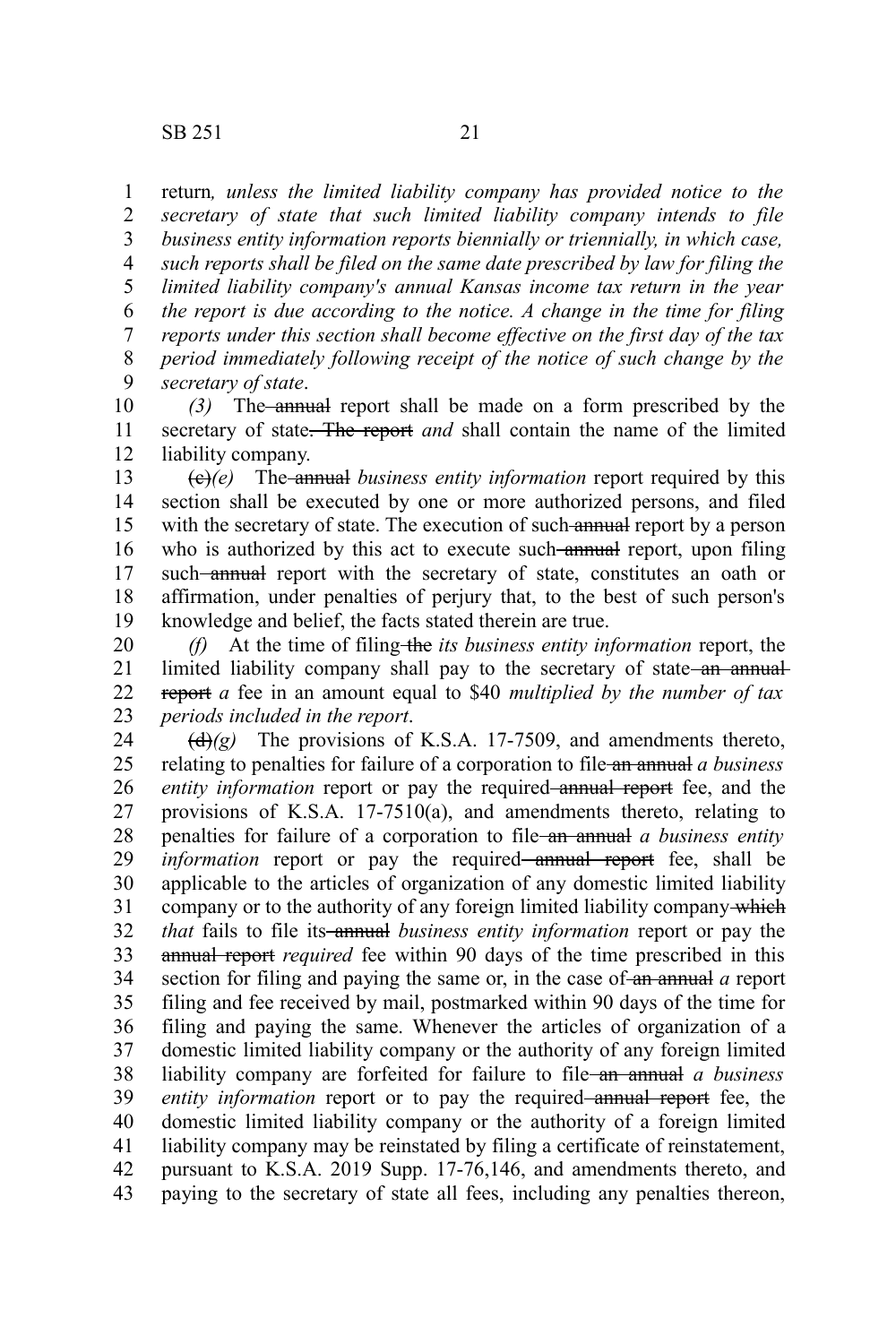return*, unless the limited liability company has provided notice to the secretary of state that such limited liability company intends to file business entity information reports biennially or triennially, in which case, such reports shall be filed on the same date prescribed by law for filing the limited liability company's annual Kansas income tax return in the year the report is due according to the notice. A change in the time for filing reports under this section shall become effective on the first day of the tax period immediately following receipt of the notice of such change by the secretary of state*.

*(3)* The ~~annual~~ report shall be made on a form prescribed by the secretary of state~~. The report~~ *and* shall contain the name of the limited liability company.

~~(c)~~*(e)* The ~~annual~~ *business entity information* report required by this section shall be executed by one or more authorized persons, and filed with the secretary of state. The execution of such ~~annual~~ report by a person who is authorized by this act to execute such ~~annual~~ report, upon filing such ~~annual~~ report with the secretary of state, constitutes an oath or affirmation, under penalties of perjury that, to the best of such person's knowledge and belief, the facts stated therein are true.

*(f)* At the time of filing ~~the~~ *its business entity information* report, the limited liability company shall pay to the secretary of state ~~an annual report~~ *a* fee in an amount equal to $40 *multiplied by the number of tax periods included in the report*.

~~(d)~~*(g)* The provisions of K.S.A. 17-7509, and amendments thereto, relating to penalties for failure of a corporation to file ~~an annual~~ *a business entity information* report or pay the required ~~annual report~~ fee, and the provisions of K.S.A. 17-7510(a), and amendments thereto, relating to penalties for failure of a corporation to file ~~an annual~~ *a business entity information* report or pay the required ~~annual report~~ fee, shall be applicable to the articles of organization of any domestic limited liability company or to the authority of any foreign limited liability company ~~which~~ *that* fails to file its ~~annual~~ *business entity information* report or pay the ~~annual report~~ *required* fee within 90 days of the time prescribed in this section for filing and paying the same or, in the case of ~~an annual~~ *a* report filing and fee received by mail, postmarked within 90 days of the time for filing and paying the same. Whenever the articles of organization of a domestic limited liability company or the authority of any foreign limited liability company are forfeited for failure to file ~~an annual~~ *a business entity information* report or to pay the required ~~annual report~~ fee, the domestic limited liability company or the authority of a foreign limited liability company may be reinstated by filing a certificate of reinstatement, pursuant to K.S.A. 2019 Supp. 17-76,146, and amendments thereto, and paying to the secretary of state all fees, including any penalties thereon,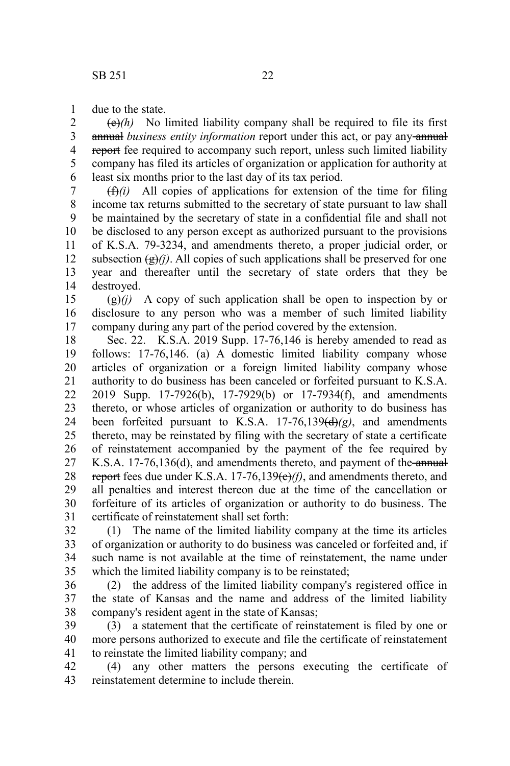due to the state.

~~(e)~~*(h)* No limited liability company shall be required to file its first ~~annual~~ *business entity information* report under this act, or pay any ~~annual report~~ fee required to accompany such report, unless such limited liability company has filed its articles of organization or application for authority at least six months prior to the last day of its tax period.

~~(f)~~*(i)* All copies of applications for extension of the time for filing income tax returns submitted to the secretary of state pursuant to law shall be maintained by the secretary of state in a confidential file and shall not be disclosed to any person except as authorized pursuant to the provisions of K.S.A. 79-3234, and amendments thereto, a proper judicial order, or subsection ~~(g)~~*(j)*. All copies of such applications shall be preserved for one year and thereafter until the secretary of state orders that they be destroyed.

~~(g)~~*(j)* A copy of such application shall be open to inspection by or disclosure to any person who was a member of such limited liability company during any part of the period covered by the extension.

Sec. 22. K.S.A. 2019 Supp. 17-76,146 is hereby amended to read as follows: 17-76,146. (a) A domestic limited liability company whose articles of organization or a foreign limited liability company whose authority to do business has been canceled or forfeited pursuant to K.S.A. 2019 Supp. 17-7926(b), 17-7929(b) or 17-7934(f), and amendments thereto, or whose articles of organization or authority to do business has been forfeited pursuant to K.S.A. 17-76,139~~(d)~~*(g)*, and amendments thereto, may be reinstated by filing with the secretary of state a certificate of reinstatement accompanied by the payment of the fee required by K.S.A. 17-76,136(d), and amendments thereto, and payment of the ~~annual report~~ fees due under K.S.A. 17-76,139~~(c)~~*(f)*, and amendments thereto, and all penalties and interest thereon due at the time of the cancellation or forfeiture of its articles of organization or authority to do business. The certificate of reinstatement shall set forth:

(1) The name of the limited liability company at the time its articles of organization or authority to do business was canceled or forfeited and, if such name is not available at the time of reinstatement, the name under which the limited liability company is to be reinstated;

(2) the address of the limited liability company's registered office in the state of Kansas and the name and address of the limited liability company's resident agent in the state of Kansas;

(3) a statement that the certificate of reinstatement is filed by one or more persons authorized to execute and file the certificate of reinstatement to reinstate the limited liability company; and

(4) any other matters the persons executing the certificate of reinstatement determine to include therein.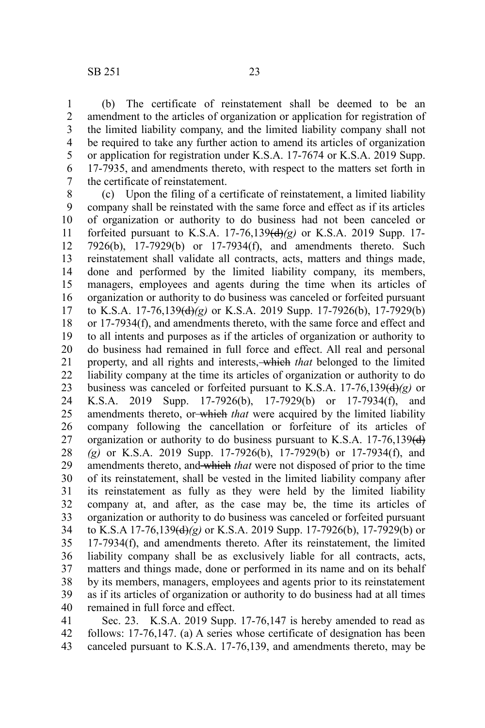(b) The certificate of reinstatement shall be deemed to be an amendment to the articles of organization or application for registration of the limited liability company, and the limited liability company shall not be required to take any further action to amend its articles of organization or application for registration under K.S.A. 17-7674 or K.S.A. 2019 Supp. 17-7935, and amendments thereto, with respect to the matters set forth in the certificate of reinstatement.

(c) Upon the filing of a certificate of reinstatement, a limited liability company shall be reinstated with the same force and effect as if its articles of organization or authority to do business had not been canceled or forfeited pursuant to K.S.A. 17-76,139~~(d)~~*(g)* or K.S.A. 2019 Supp. 17-7926(b), 17-7929(b) or 17-7934(f), and amendments thereto. Such reinstatement shall validate all contracts, acts, matters and things made, done and performed by the limited liability company, its members, managers, employees and agents during the time when its articles of organization or authority to do business was canceled or forfeited pursuant to K.S.A. 17-76,139~~(d)~~*(g)* or K.S.A. 2019 Supp. 17-7926(b), 17-7929(b) or 17-7934(f), and amendments thereto, with the same force and effect and to all intents and purposes as if the articles of organization or authority to do business had remained in full force and effect. All real and personal property, and all rights and interests~~, which~~ *that* belonged to the limited liability company at the time its articles of organization or authority to do business was canceled or forfeited pursuant to K.S.A. 17-76,139~~(d)~~*(g)* or K.S.A. 2019 Supp. 17-7926(b), 17-7929(b) or 17-7934(f), and amendments thereto, or ~~which~~ *that* were acquired by the limited liability company following the cancellation or forfeiture of its articles of organization or authority to do business pursuant to K.S.A. 17-76,139~~(d)~~ *(g)* or K.S.A. 2019 Supp. 17-7926(b), 17-7929(b) or 17-7934(f), and amendments thereto, and ~~which~~ *that* were not disposed of prior to the time of its reinstatement, shall be vested in the limited liability company after its reinstatement as fully as they were held by the limited liability company at, and after, as the case may be, the time its articles of organization or authority to do business was canceled or forfeited pursuant to K.S.A 17-76,139~~(d)~~*(g)* or K.S.A. 2019 Supp. 17-7926(b), 17-7929(b) or 17-7934(f), and amendments thereto. After its reinstatement, the limited liability company shall be as exclusively liable for all contracts, acts, matters and things made, done or performed in its name and on its behalf by its members, managers, employees and agents prior to its reinstatement as if its articles of organization or authority to do business had at all times remained in full force and effect.

Sec. 23. K.S.A. 2019 Supp. 17-76,147 is hereby amended to read as follows: 17-76,147. (a) A series whose certificate of designation has been canceled pursuant to K.S.A. 17-76,139, and amendments thereto, may be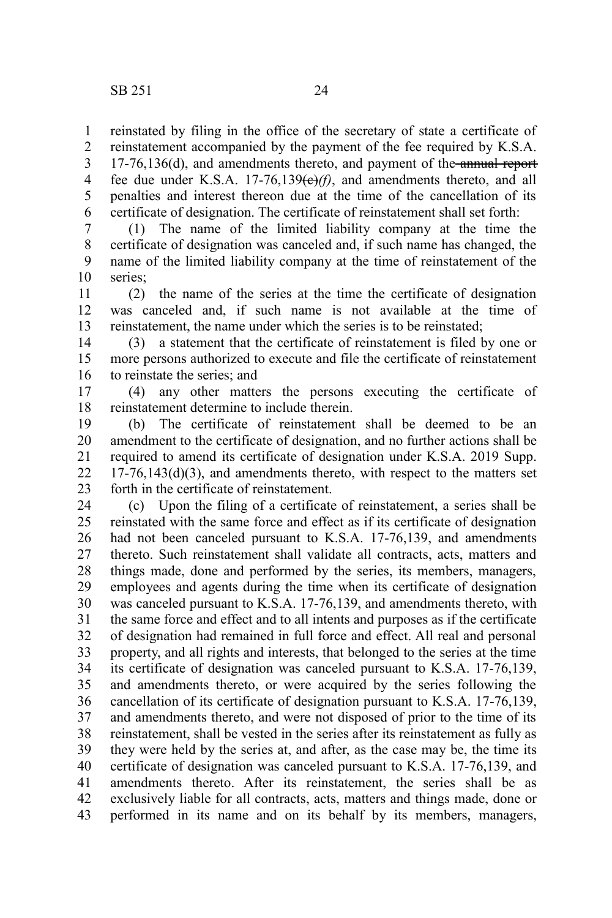reinstated by filing in the office of the secretary of state a certificate of reinstatement accompanied by the payment of the fee required by K.S.A. 17-76,136(d), and amendments thereto, and payment of the ~~annual report~~ fee due under K.S.A. 17-76,139~~(e)~~*(f)*, and amendments thereto, and all penalties and interest thereon due at the time of the cancellation of its certificate of designation. The certificate of reinstatement shall set forth:

(1) The name of the limited liability company at the time the certificate of designation was canceled and, if such name has changed, the name of the limited liability company at the time of reinstatement of the series;

(2) the name of the series at the time the certificate of designation was canceled and, if such name is not available at the time of reinstatement, the name under which the series is to be reinstated;

(3) a statement that the certificate of reinstatement is filed by one or more persons authorized to execute and file the certificate of reinstatement to reinstate the series; and

(4) any other matters the persons executing the certificate of reinstatement determine to include therein.

(b) The certificate of reinstatement shall be deemed to be an amendment to the certificate of designation, and no further actions shall be required to amend its certificate of designation under K.S.A. 2019 Supp. 17-76,143(d)(3), and amendments thereto, with respect to the matters set forth in the certificate of reinstatement.

(c) Upon the filing of a certificate of reinstatement, a series shall be reinstated with the same force and effect as if its certificate of designation had not been canceled pursuant to K.S.A. 17-76,139, and amendments thereto. Such reinstatement shall validate all contracts, acts, matters and things made, done and performed by the series, its members, managers, employees and agents during the time when its certificate of designation was canceled pursuant to K.S.A. 17-76,139, and amendments thereto, with the same force and effect and to all intents and purposes as if the certificate of designation had remained in full force and effect. All real and personal property, and all rights and interests, that belonged to the series at the time its certificate of designation was canceled pursuant to K.S.A. 17-76,139, and amendments thereto, or were acquired by the series following the cancellation of its certificate of designation pursuant to K.S.A. 17-76,139, and amendments thereto, and were not disposed of prior to the time of its reinstatement, shall be vested in the series after its reinstatement as fully as they were held by the series at, and after, as the case may be, the time its certificate of designation was canceled pursuant to K.S.A. 17-76,139, and amendments thereto. After its reinstatement, the series shall be as exclusively liable for all contracts, acts, matters and things made, done or performed in its name and on its behalf by its members, managers,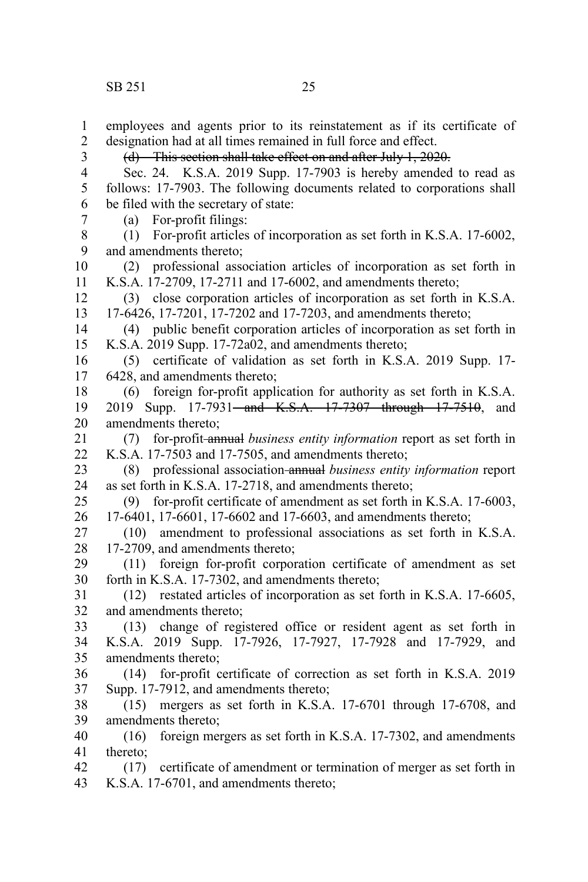employees and agents prior to its reinstatement as if its certificate of designation had at all times remained in full force and effect.

~~(d) This section shall take effect on and after July 1, 2020.~~

Sec. 24. K.S.A. 2019 Supp. 17-7903 is hereby amended to read as follows: 17-7903. The following documents related to corporations shall be filed with the secretary of state:

(a) For-profit filings:

(1) For-profit articles of incorporation as set forth in K.S.A. 17-6002, and amendments thereto;

(2) professional association articles of incorporation as set forth in K.S.A. 17-2709, 17-2711 and 17-6002, and amendments thereto;

(3) close corporation articles of incorporation as set forth in K.S.A. 17-6426, 17-7201, 17-7202 and 17-7203, and amendments thereto;

(4) public benefit corporation articles of incorporation as set forth in K.S.A. 2019 Supp. 17-72a02, and amendments thereto;

(5) certificate of validation as set forth in K.S.A. 2019 Supp. 17-6428, and amendments thereto;

(6) foreign for-profit application for authority as set forth in K.S.A. 2019 Supp. 17-7931~~ and K.S.A. 17-7307 through 17-7510~~, and amendments thereto;

(7) for-profit ~~annual~~ *business entity information* report as set forth in K.S.A. 17-7503 and 17-7505, and amendments thereto;

(8) professional association ~~annual~~ *business entity information* report as set forth in K.S.A. 17-2718, and amendments thereto;

(9) for-profit certificate of amendment as set forth in K.S.A. 17-6003, 17-6401, 17-6601, 17-6602 and 17-6603, and amendments thereto;

(10) amendment to professional associations as set forth in K.S.A. 17-2709, and amendments thereto;

(11) foreign for-profit corporation certificate of amendment as set forth in K.S.A. 17-7302, and amendments thereto;

(12) restated articles of incorporation as set forth in K.S.A. 17-6605, and amendments thereto;

(13) change of registered office or resident agent as set forth in K.S.A. 2019 Supp. 17-7926, 17-7927, 17-7928 and 17-7929, and amendments thereto;

(14) for-profit certificate of correction as set forth in K.S.A. 2019 Supp. 17-7912, and amendments thereto;

(15) mergers as set forth in K.S.A. 17-6701 through 17-6708, and amendments thereto;

(16) foreign mergers as set forth in K.S.A. 17-7302, and amendments thereto;

(17) certificate of amendment or termination of merger as set forth in K.S.A. 17-6701, and amendments thereto;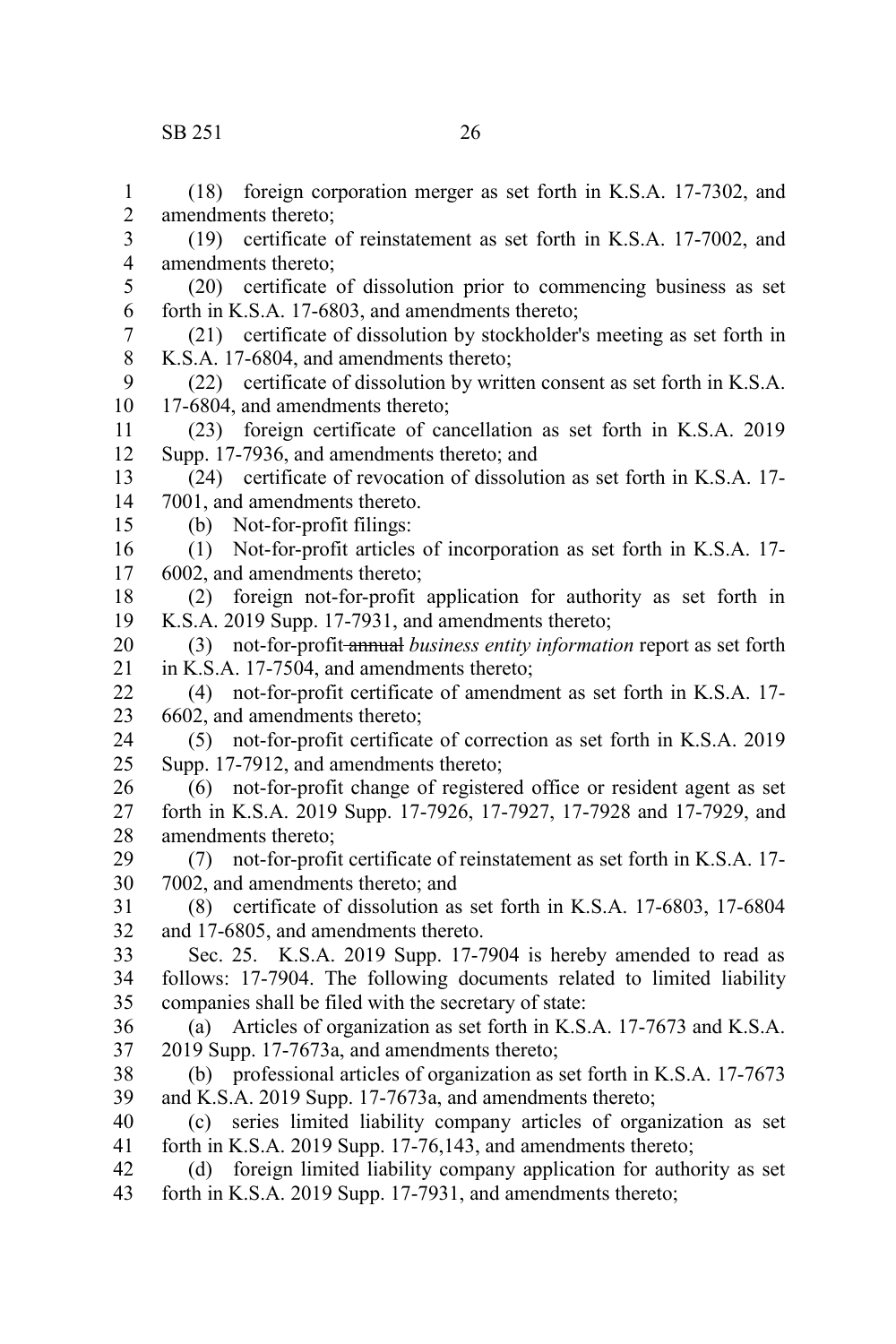(18) foreign corporation merger as set forth in K.S.A. 17-7302, and amendments thereto;

(19) certificate of reinstatement as set forth in K.S.A. 17-7002, and amendments thereto;

(20) certificate of dissolution prior to commencing business as set forth in K.S.A. 17-6803, and amendments thereto;

(21) certificate of dissolution by stockholder's meeting as set forth in K.S.A. 17-6804, and amendments thereto;

(22) certificate of dissolution by written consent as set forth in K.S.A. 17-6804, and amendments thereto;

(23) foreign certificate of cancellation as set forth in K.S.A. 2019 Supp. 17-7936, and amendments thereto; and

(24) certificate of revocation of dissolution as set forth in K.S.A. 17-7001, and amendments thereto.

(b) Not-for-profit filings:

(1) Not-for-profit articles of incorporation as set forth in K.S.A. 17-6002, and amendments thereto;

(2) foreign not-for-profit application for authority as set forth in K.S.A. 2019 Supp. 17-7931, and amendments thereto;

(3) not-for-profit ~~annual~~ *business entity information* report as set forth in K.S.A. 17-7504, and amendments thereto;

(4) not-for-profit certificate of amendment as set forth in K.S.A. 17-6602, and amendments thereto;

(5) not-for-profit certificate of correction as set forth in K.S.A. 2019 Supp. 17-7912, and amendments thereto;

(6) not-for-profit change of registered office or resident agent as set forth in K.S.A. 2019 Supp. 17-7926, 17-7927, 17-7928 and 17-7929, and amendments thereto;

(7) not-for-profit certificate of reinstatement as set forth in K.S.A. 17-7002, and amendments thereto; and

(8) certificate of dissolution as set forth in K.S.A. 17-6803, 17-6804 and 17-6805, and amendments thereto.

Sec. 25. K.S.A. 2019 Supp. 17-7904 is hereby amended to read as follows: 17-7904. The following documents related to limited liability companies shall be filed with the secretary of state:

(a) Articles of organization as set forth in K.S.A. 17-7673 and K.S.A. 2019 Supp. 17-7673a, and amendments thereto;

(b) professional articles of organization as set forth in K.S.A. 17-7673 and K.S.A. 2019 Supp. 17-7673a, and amendments thereto;

(c) series limited liability company articles of organization as set forth in K.S.A. 2019 Supp. 17-76,143, and amendments thereto;

(d) foreign limited liability company application for authority as set forth in K.S.A. 2019 Supp. 17-7931, and amendments thereto;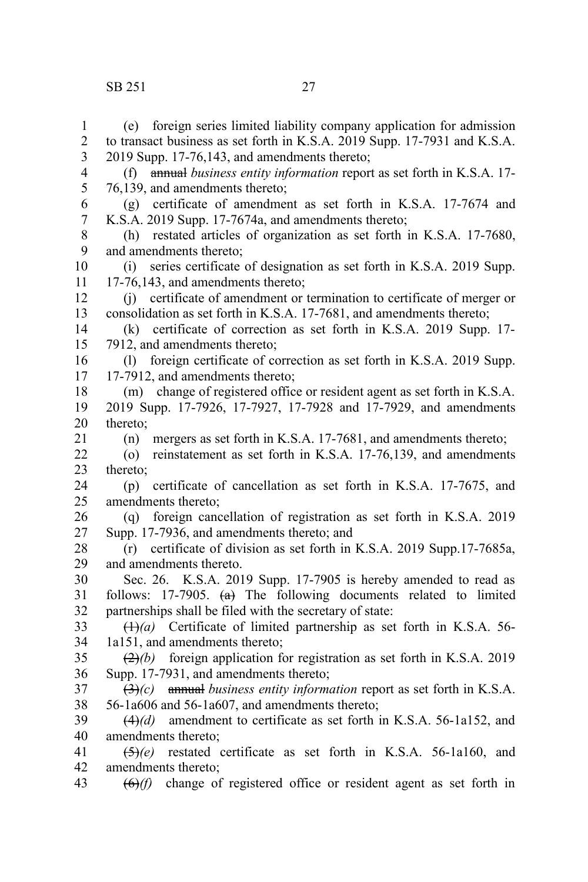(e) foreign series limited liability company application for admission to transact business as set forth in K.S.A. 2019 Supp. 17-7931 and K.S.A. 2019 Supp. 17-76,143, and amendments thereto;

(f) ~~annual~~ *business entity information* report as set forth in K.S.A. 17-76,139, and amendments thereto;

(g) certificate of amendment as set forth in K.S.A. 17-7674 and K.S.A. 2019 Supp. 17-7674a, and amendments thereto;

(h) restated articles of organization as set forth in K.S.A. 17-7680, and amendments thereto;

(i) series certificate of designation as set forth in K.S.A. 2019 Supp. 17-76,143, and amendments thereto;

(j) certificate of amendment or termination to certificate of merger or consolidation as set forth in K.S.A. 17-7681, and amendments thereto;

(k) certificate of correction as set forth in K.S.A. 2019 Supp. 17-7912, and amendments thereto;

(l) foreign certificate of correction as set forth in K.S.A. 2019 Supp. 17-7912, and amendments thereto;

(m) change of registered office or resident agent as set forth in K.S.A. 2019 Supp. 17-7926, 17-7927, 17-7928 and 17-7929, and amendments thereto;

(n) mergers as set forth in K.S.A. 17-7681, and amendments thereto;

(o) reinstatement as set forth in K.S.A. 17-76,139, and amendments thereto;

(p) certificate of cancellation as set forth in K.S.A. 17-7675, and amendments thereto;

(q) foreign cancellation of registration as set forth in K.S.A. 2019 Supp. 17-7936, and amendments thereto; and

(r) certificate of division as set forth in K.S.A. 2019 Supp.17-7685a, and amendments thereto.

Sec. 26. K.S.A. 2019 Supp. 17-7905 is hereby amended to read as follows: 17-7905. ~~(a)~~ The following documents related to limited partnerships shall be filed with the secretary of state:

~~(1)~~*(a)* Certificate of limited partnership as set forth in K.S.A. 56-1a151, and amendments thereto;

~~(2)~~*(b)* foreign application for registration as set forth in K.S.A. 2019 Supp. 17-7931, and amendments thereto;

~~(3)~~*(c)* ~~annual~~ *business entity information* report as set forth in K.S.A. 56-1a606 and 56-1a607, and amendments thereto;

~~(4)~~*(d)* amendment to certificate as set forth in K.S.A. 56-1a152, and amendments thereto;

~~(5)~~*(e)* restated certificate as set forth in K.S.A. 56-1a160, and amendments thereto;

~~(6)~~*(f)* change of registered office or resident agent as set forth in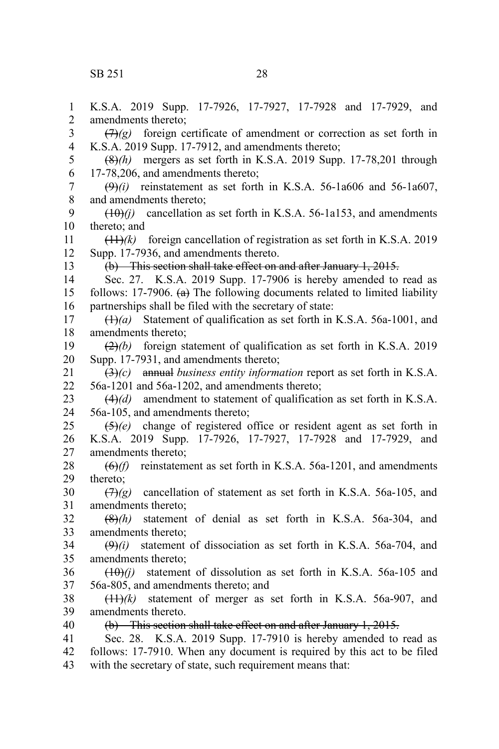K.S.A. 2019 Supp. 17-7926, 17-7927, 17-7928 and 17-7929, and amendments thereto;

~~(7)~~*(g)* foreign certificate of amendment or correction as set forth in K.S.A. 2019 Supp. 17-7912, and amendments thereto;

~~(8)~~*(h)* mergers as set forth in K.S.A. 2019 Supp. 17-78,201 through 17-78,206, and amendments thereto;

~~(9)~~*(i)* reinstatement as set forth in K.S.A. 56-1a606 and 56-1a607, and amendments thereto;

~~(10)~~*(j)* cancellation as set forth in K.S.A. 56-1a153, and amendments thereto; and

~~(11)~~*(k)* foreign cancellation of registration as set forth in K.S.A. 2019 Supp. 17-7936, and amendments thereto.

~~(b) This section shall take effect on and after January 1, 2015.~~

Sec. 27. K.S.A. 2019 Supp. 17-7906 is hereby amended to read as follows: 17-7906. ~~(a)~~ The following documents related to limited liability partnerships shall be filed with the secretary of state:

~~(1)~~*(a)* Statement of qualification as set forth in K.S.A. 56a-1001, and amendments thereto;

~~(2)~~*(b)* foreign statement of qualification as set forth in K.S.A. 2019 Supp. 17-7931, and amendments thereto;

~~(3)~~*(c)* ~~annual~~ *business entity information* report as set forth in K.S.A. 56a-1201 and 56a-1202, and amendments thereto;

~~(4)~~*(d)* amendment to statement of qualification as set forth in K.S.A. 56a-105, and amendments thereto;

~~(5)~~*(e)* change of registered office or resident agent as set forth in K.S.A. 2019 Supp. 17-7926, 17-7927, 17-7928 and 17-7929, and amendments thereto;

~~(6)~~*(f)* reinstatement as set forth in K.S.A. 56a-1201, and amendments thereto;

~~(7)~~*(g)* cancellation of statement as set forth in K.S.A. 56a-105, and amendments thereto;

~~(8)~~*(h)* statement of denial as set forth in K.S.A. 56a-304, and amendments thereto;

~~(9)~~*(i)* statement of dissociation as set forth in K.S.A. 56a-704, and amendments thereto;

~~(10)~~*(j)* statement of dissolution as set forth in K.S.A. 56a-105 and 56a-805, and amendments thereto; and

~~(11)~~*(k)* statement of merger as set forth in K.S.A. 56a-907, and amendments thereto.

~~(b) This section shall take effect on and after January 1, 2015.~~

Sec. 28. K.S.A. 2019 Supp. 17-7910 is hereby amended to read as follows: 17-7910. When any document is required by this act to be filed with the secretary of state, such requirement means that: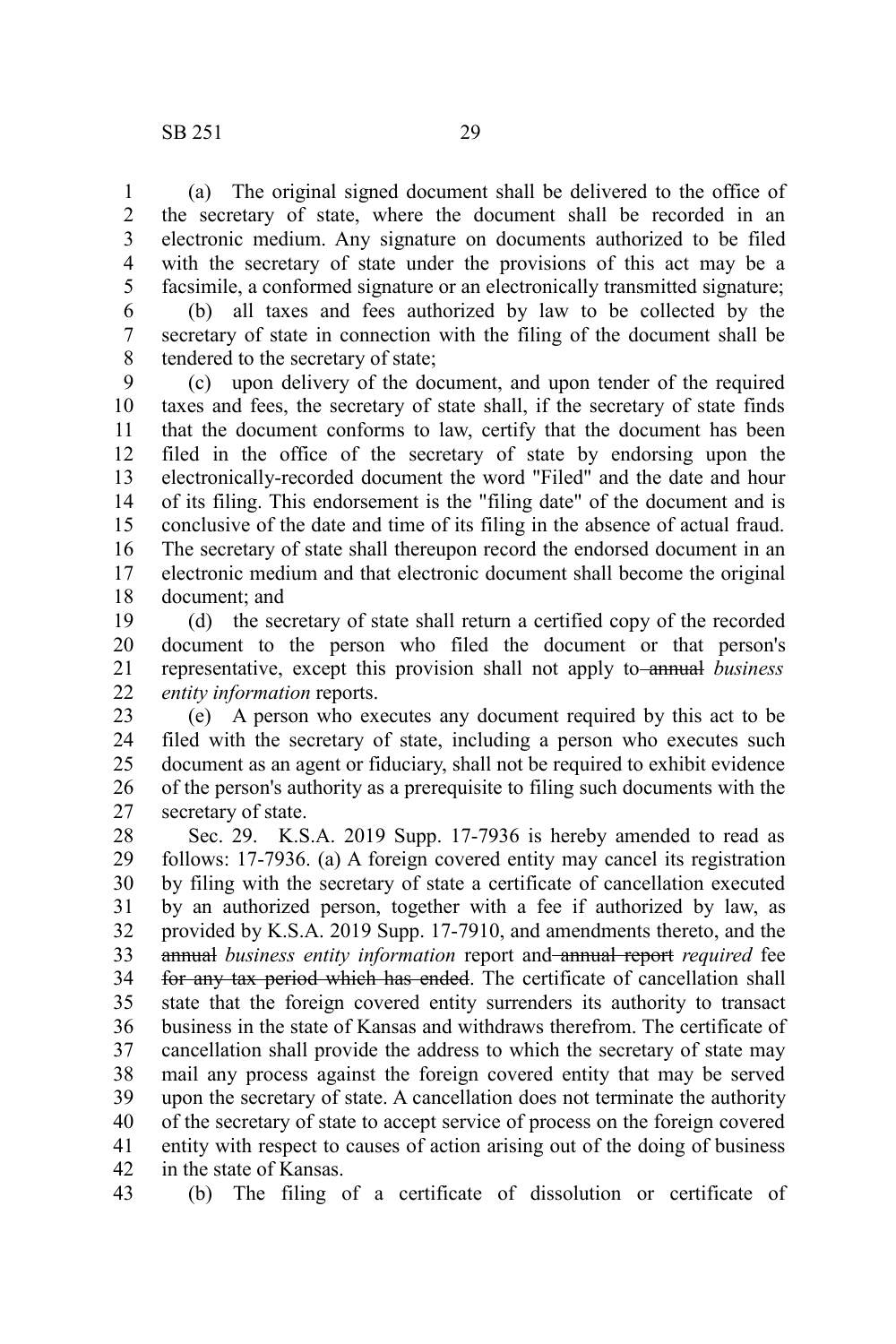(a) The original signed document shall be delivered to the office of the secretary of state, where the document shall be recorded in an electronic medium. Any signature on documents authorized to be filed with the secretary of state under the provisions of this act may be a facsimile, a conformed signature or an electronically transmitted signature;

(b) all taxes and fees authorized by law to be collected by the secretary of state in connection with the filing of the document shall be tendered to the secretary of state;

(c) upon delivery of the document, and upon tender of the required taxes and fees, the secretary of state shall, if the secretary of state finds that the document conforms to law, certify that the document has been filed in the office of the secretary of state by endorsing upon the electronically-recorded document the word "Filed" and the date and hour of its filing. This endorsement is the "filing date" of the document and is conclusive of the date and time of its filing in the absence of actual fraud. The secretary of state shall thereupon record the endorsed document in an electronic medium and that electronic document shall become the original document; and

(d) the secretary of state shall return a certified copy of the recorded document to the person who filed the document or that person's representative, except this provision shall not apply to ~~annual~~ *business entity information* reports.

(e) A person who executes any document required by this act to be filed with the secretary of state, including a person who executes such document as an agent or fiduciary, shall not be required to exhibit evidence of the person's authority as a prerequisite to filing such documents with the secretary of state.

Sec. 29. K.S.A. 2019 Supp. 17-7936 is hereby amended to read as follows: 17-7936. (a) A foreign covered entity may cancel its registration by filing with the secretary of state a certificate of cancellation executed by an authorized person, together with a fee if authorized by law, as provided by K.S.A. 2019 Supp. 17-7910, and amendments thereto, and the ~~annual~~ *business entity information* report and ~~annual report~~ *required* fee ~~for any tax period which has ended~~. The certificate of cancellation shall state that the foreign covered entity surrenders its authority to transact business in the state of Kansas and withdraws therefrom. The certificate of cancellation shall provide the address to which the secretary of state may mail any process against the foreign covered entity that may be served upon the secretary of state. A cancellation does not terminate the authority of the secretary of state to accept service of process on the foreign covered entity with respect to causes of action arising out of the doing of business in the state of Kansas.

(b) The filing of a certificate of dissolution or certificate of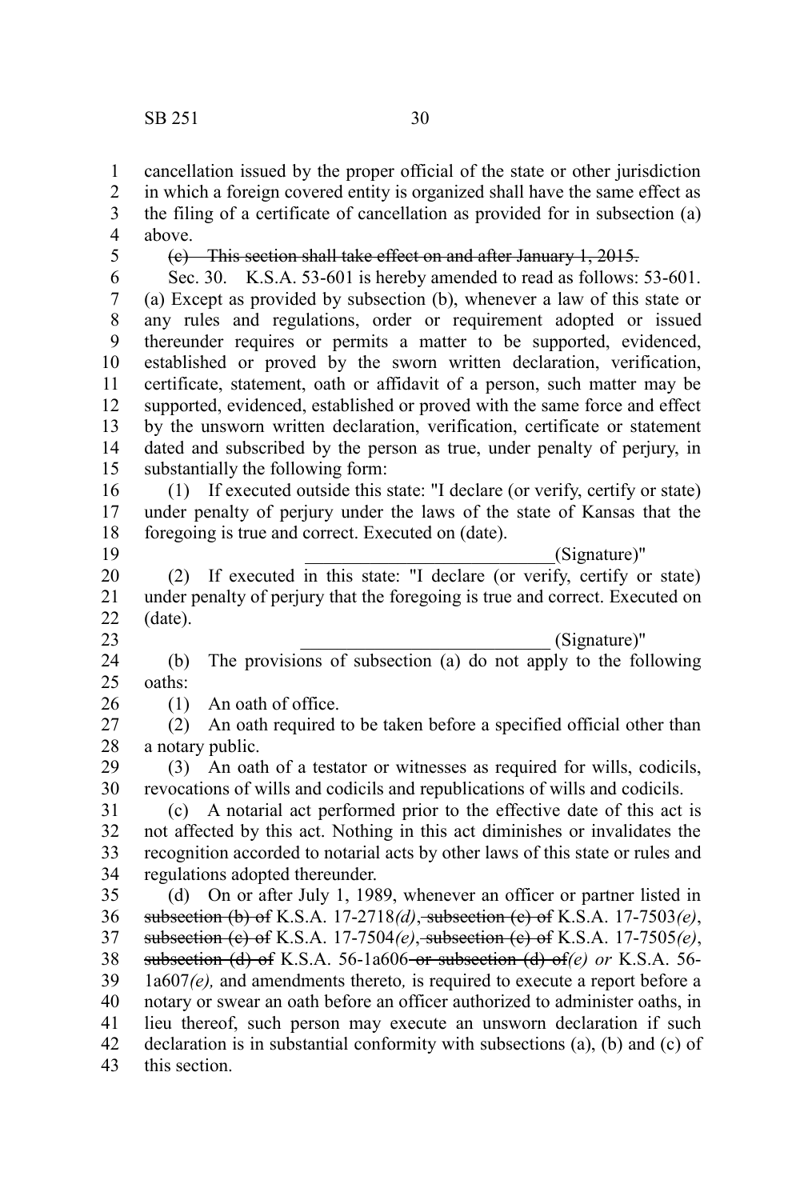cancellation issued by the proper official of the state or other jurisdiction in which a foreign covered entity is organized shall have the same effect as the filing of a certificate of cancellation as provided for in subsection (a) above.

~~(c) This section shall take effect on and after January 1, 2015.~~

Sec. 30. K.S.A. 53-601 is hereby amended to read as follows: 53-601. (a) Except as provided by subsection (b), whenever a law of this state or any rules and regulations, order or requirement adopted or issued thereunder requires or permits a matter to be supported, evidenced, established or proved by the sworn written declaration, verification, certificate, statement, oath or affidavit of a person, such matter may be supported, evidenced, established or proved with the same force and effect by the unsworn written declaration, verification, certificate or statement dated and subscribed by the person as true, under penalty of perjury, in substantially the following form:

(1) If executed outside this state: "I declare (or verify, certify or state) under penalty of perjury under the laws of the state of Kansas that the foregoing is true and correct. Executed on (date).

___________________________(Signature)"

(2) If executed in this state: "I declare (or verify, certify or state) under penalty of perjury that the foregoing is true and correct. Executed on (date).

___________________________ (Signature)"

(b) The provisions of subsection (a) do not apply to the following oaths:

(1) An oath of office.

(2) An oath required to be taken before a specified official other than a notary public.

(3) An oath of a testator or witnesses as required for wills, codicils, revocations of wills and codicils and republications of wills and codicils.

(c) A notarial act performed prior to the effective date of this act is not affected by this act. Nothing in this act diminishes or invalidates the recognition accorded to notarial acts by other laws of this state or rules and regulations adopted thereunder.

(d) On or after July 1, 1989, whenever an officer or partner listed in ~~subsection (b) of~~ K.S.A. 17-2718*(d)*~~, subsection (c) of~~ K.S.A. 17-7503*(e)*, ~~subsection (c) of~~ K.S.A. 17-7504*(e)*~~, subsection (c) of~~ K.S.A. 17-7505*(e)*, ~~subsection (d) of~~ K.S.A. 56-1a606~~ or subsection (d) of~~*(e) or* K.S.A. 56-1a607*(e),* and amendments thereto*,* is required to execute a report before a notary or swear an oath before an officer authorized to administer oaths, in lieu thereof, such person may execute an unsworn declaration if such declaration is in substantial conformity with subsections (a), (b) and (c) of this section.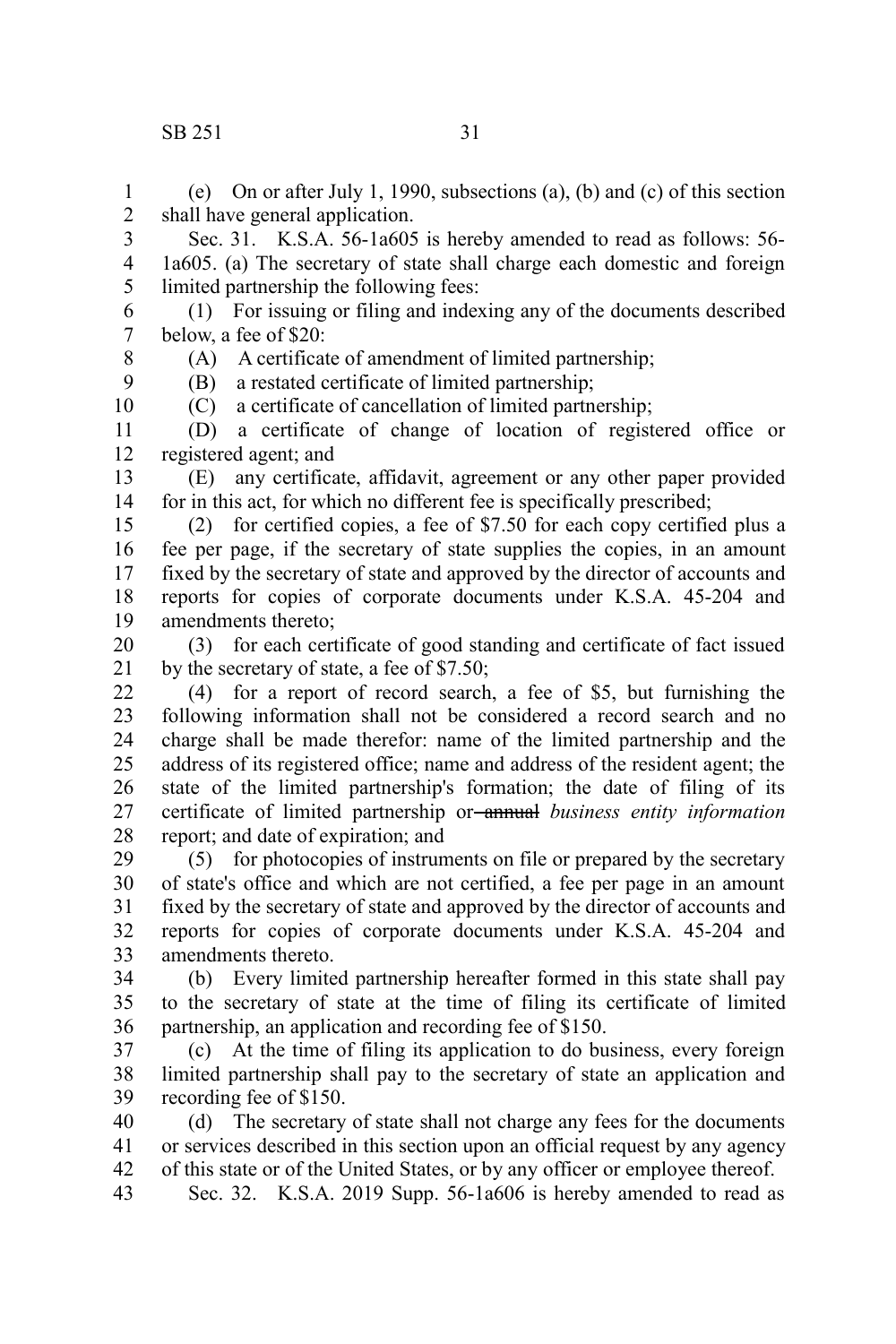(e) On or after July 1, 1990, subsections (a), (b) and (c) of this section shall have general application.

Sec. 31. K.S.A. 56-1a605 is hereby amended to read as follows: 56-1a605. (a) The secretary of state shall charge each domestic and foreign limited partnership the following fees:

(1) For issuing or filing and indexing any of the documents described below, a fee of $20:

(A) A certificate of amendment of limited partnership;

(B) a restated certificate of limited partnership;

(C) a certificate of cancellation of limited partnership;

(D) a certificate of change of location of registered office or registered agent; and

(E) any certificate, affidavit, agreement or any other paper provided for in this act, for which no different fee is specifically prescribed;

(2) for certified copies, a fee of $7.50 for each copy certified plus a fee per page, if the secretary of state supplies the copies, in an amount fixed by the secretary of state and approved by the director of accounts and reports for copies of corporate documents under K.S.A. 45-204 and amendments thereto;

(3) for each certificate of good standing and certificate of fact issued by the secretary of state, a fee of $7.50;

(4) for a report of record search, a fee of $5, but furnishing the following information shall not be considered a record search and no charge shall be made therefor: name of the limited partnership and the address of its registered office; name and address of the resident agent; the state of the limited partnership's formation; the date of filing of its certificate of limited partnership or ~~annual~~ *business entity information* report; and date of expiration; and

(5) for photocopies of instruments on file or prepared by the secretary of state's office and which are not certified, a fee per page in an amount fixed by the secretary of state and approved by the director of accounts and reports for copies of corporate documents under K.S.A. 45-204 and amendments thereto.

(b) Every limited partnership hereafter formed in this state shall pay to the secretary of state at the time of filing its certificate of limited partnership, an application and recording fee of $150.

(c) At the time of filing its application to do business, every foreign limited partnership shall pay to the secretary of state an application and recording fee of $150.

(d) The secretary of state shall not charge any fees for the documents or services described in this section upon an official request by any agency of this state or of the United States, or by any officer or employee thereof.

Sec. 32. K.S.A. 2019 Supp. 56-1a606 is hereby amended to read as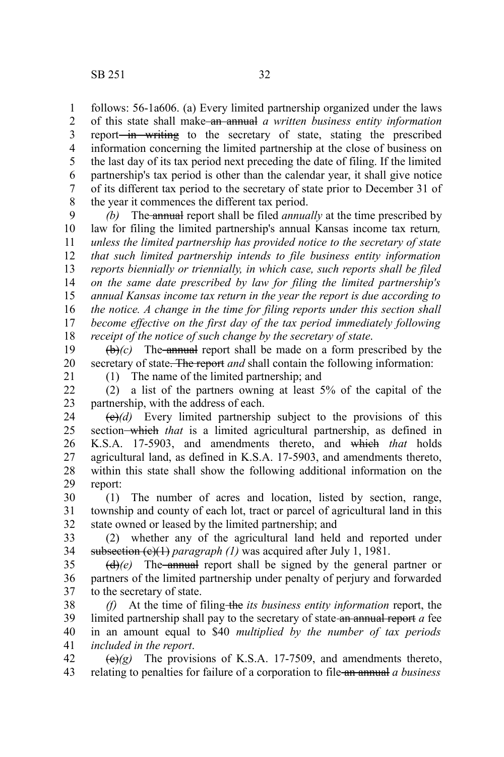follows: 56-1a606. (a) Every limited partnership organized under the laws of this state shall make ~~an annual~~ *a written business entity information* report ~~in writing~~ to the secretary of state, stating the prescribed information concerning the limited partnership at the close of business on the last day of its tax period next preceding the date of filing. If the limited partnership's tax period is other than the calendar year, it shall give notice of its different tax period to the secretary of state prior to December 31 of the year it commences the different tax period.

*(b)* The ~~annual~~ report shall be filed *annually* at the time prescribed by law for filing the limited partnership's annual Kansas income tax return*, unless the limited partnership has provided notice to the secretary of state that such limited partnership intends to file business entity information reports biennially or triennially, in which case, such reports shall be filed on the same date prescribed by law for filing the limited partnership's annual Kansas income tax return in the year the report is due according to the notice. A change in the time for filing reports under this section shall become effective on the first day of the tax period immediately following receipt of the notice of such change by the secretary of state*.

~~(b)~~*(c)* The ~~annual~~ report shall be made on a form prescribed by the secretary of state~~. The report~~ *and* shall contain the following information:

(1) The name of the limited partnership; and

(2) a list of the partners owning at least 5% of the capital of the partnership, with the address of each.

~~(c)~~*(d)* Every limited partnership subject to the provisions of this section ~~which~~ *that* is a limited agricultural partnership, as defined in K.S.A. 17-5903, and amendments thereto, and ~~which~~ *that* holds agricultural land, as defined in K.S.A. 17-5903, and amendments thereto, within this state shall show the following additional information on the report:

(1) The number of acres and location, listed by section, range, township and county of each lot, tract or parcel of agricultural land in this state owned or leased by the limited partnership; and

(2) whether any of the agricultural land held and reported under ~~subsection (c)(1)~~ *paragraph (1)* was acquired after July 1, 1981.

~~(d)~~*(e)* The ~~annual~~ report shall be signed by the general partner or partners of the limited partnership under penalty of perjury and forwarded to the secretary of state.

*(f)* At the time of filing ~~the~~ *its business entity information* report, the limited partnership shall pay to the secretary of state ~~an annual report~~ *a* fee in an amount equal to $40 *multiplied by the number of tax periods included in the report*.

~~(e)~~*(g)* The provisions of K.S.A. 17-7509, and amendments thereto, relating to penalties for failure of a corporation to file ~~an annual~~ *a business*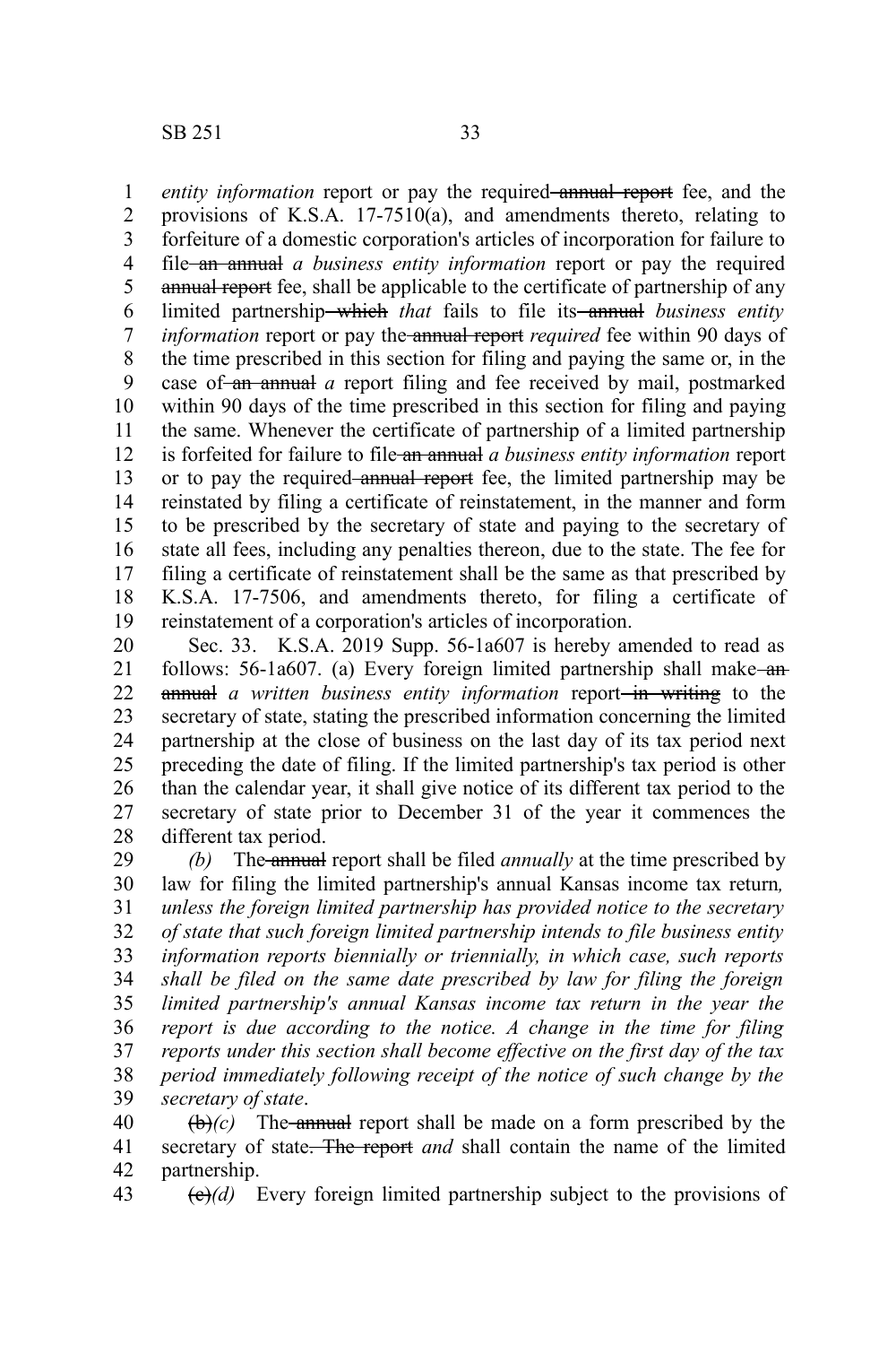*entity information* report or pay the required ~~annual report~~ fee, and the provisions of K.S.A. 17-7510(a), and amendments thereto, relating to forfeiture of a domestic corporation's articles of incorporation for failure to file ~~an annual~~ *a business entity information* report or pay the required ~~annual report~~ fee, shall be applicable to the certificate of partnership of any limited partnership ~~which~~ *that* fails to file its ~~annual~~ *business entity information* report or pay the ~~annual report~~ *required* fee within 90 days of the time prescribed in this section for filing and paying the same or, in the case of ~~an annual~~ *a* report filing and fee received by mail, postmarked within 90 days of the time prescribed in this section for filing and paying the same. Whenever the certificate of partnership of a limited partnership is forfeited for failure to file ~~an annual~~ *a business entity information* report or to pay the required ~~annual report~~ fee, the limited partnership may be reinstated by filing a certificate of reinstatement, in the manner and form to be prescribed by the secretary of state and paying to the secretary of state all fees, including any penalties thereon, due to the state. The fee for filing a certificate of reinstatement shall be the same as that prescribed by K.S.A. 17-7506, and amendments thereto, for filing a certificate of reinstatement of a corporation's articles of incorporation.

Sec. 33. K.S.A. 2019 Supp. 56-1a607 is hereby amended to read as follows: 56-1a607. (a) Every foreign limited partnership shall make ~~an annual~~ *a written business entity information* report ~~in writing~~ to the secretary of state, stating the prescribed information concerning the limited partnership at the close of business on the last day of its tax period next preceding the date of filing. If the limited partnership's tax period is other than the calendar year, it shall give notice of its different tax period to the secretary of state prior to December 31 of the year it commences the different tax period.

*(b)* The ~~annual~~ report shall be filed *annually* at the time prescribed by law for filing the limited partnership's annual Kansas income tax return*, unless the foreign limited partnership has provided notice to the secretary of state that such foreign limited partnership intends to file business entity information reports biennially or triennially, in which case, such reports shall be filed on the same date prescribed by law for filing the foreign limited partnership's annual Kansas income tax return in the year the report is due according to the notice. A change in the time for filing reports under this section shall become effective on the first day of the tax period immediately following receipt of the notice of such change by the secretary of state*.

~~(b)~~*(c)* The ~~annual~~ report shall be made on a form prescribed by the secretary of state~~. The report~~ *and* shall contain the name of the limited partnership.

~~(c)~~*(d)* Every foreign limited partnership subject to the provisions of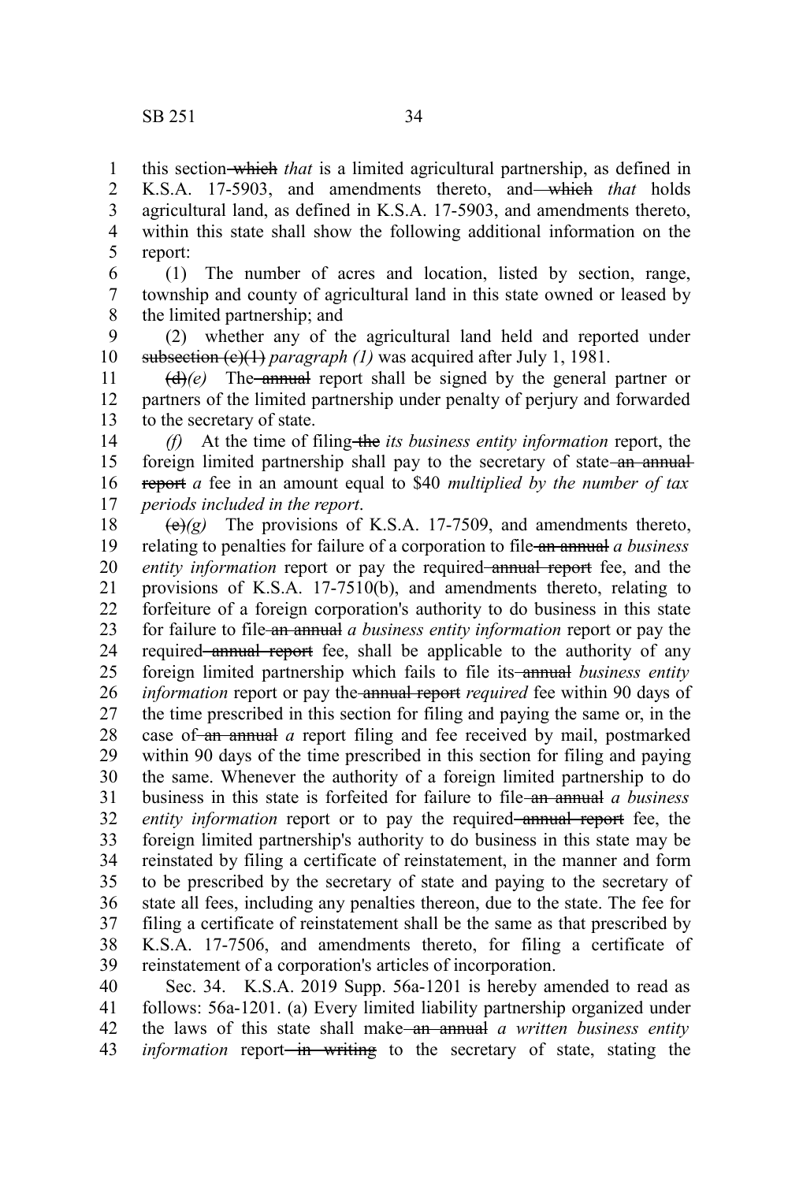this section ~~which~~ *that* is a limited agricultural partnership, as defined in K.S.A. 17-5903, and amendments thereto, and ~~which~~ *that* holds agricultural land, as defined in K.S.A. 17-5903, and amendments thereto, within this state shall show the following additional information on the report:

(1) The number of acres and location, listed by section, range, township and county of agricultural land in this state owned or leased by the limited partnership; and

(2) whether any of the agricultural land held and reported under ~~subsection (c)(1)~~ *paragraph (1)* was acquired after July 1, 1981.

~~(d)~~*(e)* The ~~annual~~ report shall be signed by the general partner or partners of the limited partnership under penalty of perjury and forwarded to the secretary of state.

*(f)* At the time of filing ~~the~~ *its business entity information* report, the foreign limited partnership shall pay to the secretary of state ~~an annual report~~ *a* fee in an amount equal to $40 *multiplied by the number of tax periods included in the report*.

~~(e)~~*(g)* The provisions of K.S.A. 17-7509, and amendments thereto, relating to penalties for failure of a corporation to file ~~an annual~~ *a business entity information* report or pay the required ~~annual report~~ fee, and the provisions of K.S.A. 17-7510(b), and amendments thereto, relating to forfeiture of a foreign corporation's authority to do business in this state for failure to file ~~an annual~~ *a business entity information* report or pay the required ~~annual report~~ fee, shall be applicable to the authority of any foreign limited partnership which fails to file its ~~annual~~ *business entity information* report or pay the ~~annual report~~ *required* fee within 90 days of the time prescribed in this section for filing and paying the same or, in the case of ~~an annual~~ *a* report filing and fee received by mail, postmarked within 90 days of the time prescribed in this section for filing and paying the same. Whenever the authority of a foreign limited partnership to do business in this state is forfeited for failure to file ~~an annual~~ *a business entity information* report or to pay the required ~~annual report~~ fee, the foreign limited partnership's authority to do business in this state may be reinstated by filing a certificate of reinstatement, in the manner and form to be prescribed by the secretary of state and paying to the secretary of state all fees, including any penalties thereon, due to the state. The fee for filing a certificate of reinstatement shall be the same as that prescribed by K.S.A. 17-7506, and amendments thereto, for filing a certificate of reinstatement of a corporation's articles of incorporation.

Sec. 34. K.S.A. 2019 Supp. 56a-1201 is hereby amended to read as follows: 56a-1201. (a) Every limited liability partnership organized under the laws of this state shall make ~~an annual~~ *a written business entity information* report ~~in writing~~ to the secretary of state, stating the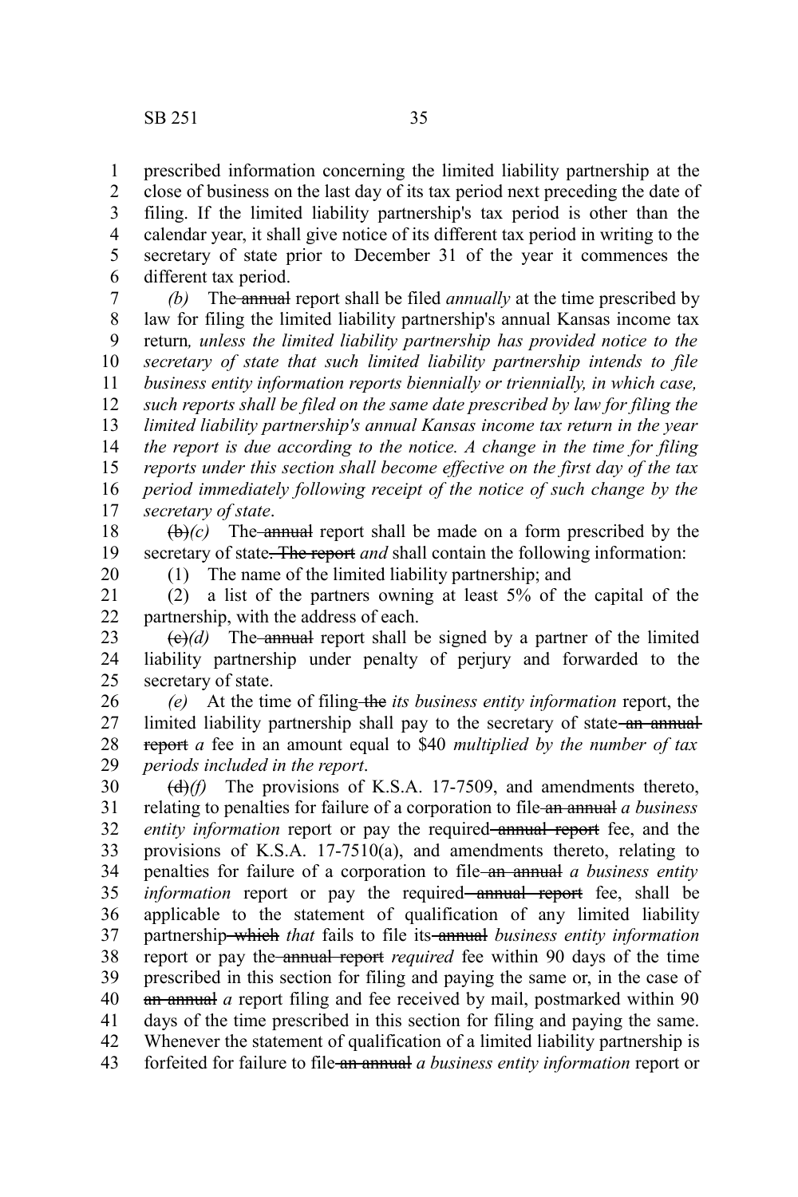prescribed information concerning the limited liability partnership at the close of business on the last day of its tax period next preceding the date of filing. If the limited liability partnership's tax period is other than the calendar year, it shall give notice of its different tax period in writing to the secretary of state prior to December 31 of the year it commences the different tax period.

*(b)* The ~~annual~~ report shall be filed *annually* at the time prescribed by law for filing the limited liability partnership's annual Kansas income tax return*, unless the limited liability partnership has provided notice to the secretary of state that such limited liability partnership intends to file business entity information reports biennially or triennially, in which case, such reports shall be filed on the same date prescribed by law for filing the limited liability partnership's annual Kansas income tax return in the year the report is due according to the notice. A change in the time for filing reports under this section shall become effective on the first day of the tax period immediately following receipt of the notice of such change by the secretary of state*.

~~(b)~~*(c)* The ~~annual~~ report shall be made on a form prescribed by the secretary of state~~. The report~~ *and* shall contain the following information:

(1) The name of the limited liability partnership; and

(2) a list of the partners owning at least 5% of the capital of the partnership, with the address of each.

~~(c)~~*(d)* The ~~annual~~ report shall be signed by a partner of the limited liability partnership under penalty of perjury and forwarded to the secretary of state.

*(e)* At the time of filing ~~the~~ *its business entity information* report, the limited liability partnership shall pay to the secretary of state ~~an annual report~~ *a* fee in an amount equal to $40 *multiplied by the number of tax periods included in the report*.

~~(d)~~*(f)* The provisions of K.S.A. 17-7509, and amendments thereto, relating to penalties for failure of a corporation to file ~~an annual~~ *a business entity information* report or pay the required ~~annual report~~ fee, and the provisions of K.S.A. 17-7510(a), and amendments thereto, relating to penalties for failure of a corporation to file ~~an annual~~ *a business entity information* report or pay the required ~~annual report~~ fee, shall be applicable to the statement of qualification of any limited liability partnership ~~which~~ *that* fails to file its ~~annual~~ *business entity information* report or pay the ~~annual report~~ *required* fee within 90 days of the time prescribed in this section for filing and paying the same or, in the case of ~~an annual~~ *a* report filing and fee received by mail, postmarked within 90 days of the time prescribed in this section for filing and paying the same. Whenever the statement of qualification of a limited liability partnership is forfeited for failure to file ~~an annual~~ *a business entity information* report or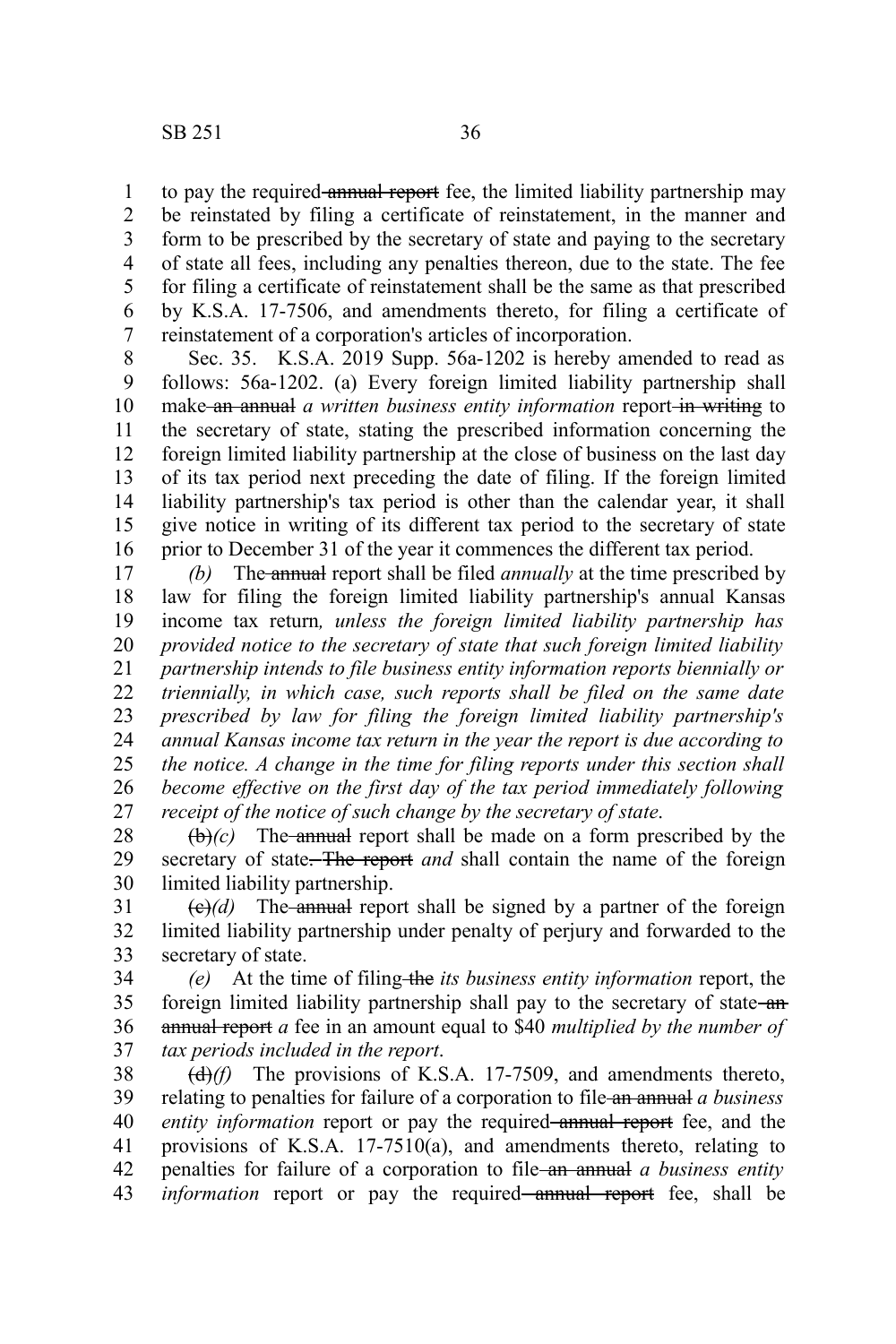to pay the required ~~annual report~~ fee, the limited liability partnership may be reinstated by filing a certificate of reinstatement, in the manner and form to be prescribed by the secretary of state and paying to the secretary of state all fees, including any penalties thereon, due to the state. The fee for filing a certificate of reinstatement shall be the same as that prescribed by K.S.A. 17-7506, and amendments thereto, for filing a certificate of reinstatement of a corporation's articles of incorporation.

Sec. 35. K.S.A. 2019 Supp. 56a-1202 is hereby amended to read as follows: 56a-1202. (a) Every foreign limited liability partnership shall make ~~an annual~~ *a written business entity information* report ~~in writing~~ to the secretary of state, stating the prescribed information concerning the foreign limited liability partnership at the close of business on the last day of its tax period next preceding the date of filing. If the foreign limited liability partnership's tax period is other than the calendar year, it shall give notice in writing of its different tax period to the secretary of state prior to December 31 of the year it commences the different tax period.

*(b)* The ~~annual~~ report shall be filed *annually* at the time prescribed by law for filing the foreign limited liability partnership's annual Kansas income tax return*, unless the foreign limited liability partnership has provided notice to the secretary of state that such foreign limited liability partnership intends to file business entity information reports biennially or triennially, in which case, such reports shall be filed on the same date prescribed by law for filing the foreign limited liability partnership's annual Kansas income tax return in the year the report is due according to the notice. A change in the time for filing reports under this section shall become effective on the first day of the tax period immediately following receipt of the notice of such change by the secretary of state*.

~~(b)~~*(c)* The ~~annual~~ report shall be made on a form prescribed by the secretary of state~~. The report~~ *and* shall contain the name of the foreign limited liability partnership.

~~(c)~~*(d)* The ~~annual~~ report shall be signed by a partner of the foreign limited liability partnership under penalty of perjury and forwarded to the secretary of state.

*(e)* At the time of filing ~~the~~ *its business entity information* report, the foreign limited liability partnership shall pay to the secretary of state ~~an annual report~~ *a* fee in an amount equal to $40 *multiplied by the number of tax periods included in the report*.

~~(d)~~*(f)* The provisions of K.S.A. 17-7509, and amendments thereto, relating to penalties for failure of a corporation to file ~~an annual~~ *a business entity information* report or pay the required ~~annual report~~ fee, and the provisions of K.S.A. 17-7510(a), and amendments thereto, relating to penalties for failure of a corporation to file ~~an annual~~ *a business entity information* report or pay the required ~~annual report~~ fee, shall be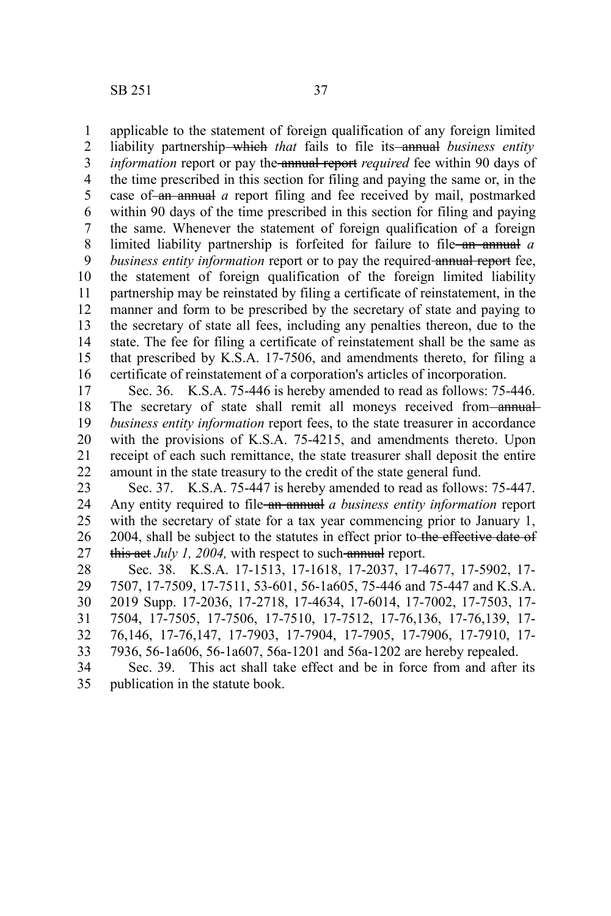applicable to the statement of foreign qualification of any foreign limited liability partnership ~~which~~ *that* fails to file its ~~annual~~ *business entity information* report or pay the ~~annual report~~ *required* fee within 90 days of the time prescribed in this section for filing and paying the same or, in the case of ~~an annual~~ *a* report filing and fee received by mail, postmarked within 90 days of the time prescribed in this section for filing and paying the same. Whenever the statement of foreign qualification of a foreign limited liability partnership is forfeited for failure to file ~~an annual~~ *a business entity information* report or to pay the required ~~annual report~~ fee, the statement of foreign qualification of the foreign limited liability partnership may be reinstated by filing a certificate of reinstatement, in the manner and form to be prescribed by the secretary of state and paying to the secretary of state all fees, including any penalties thereon, due to the state. The fee for filing a certificate of reinstatement shall be the same as that prescribed by K.S.A. 17-7506, and amendments thereto, for filing a certificate of reinstatement of a corporation's articles of incorporation.

Sec. 36. K.S.A. 75-446 is hereby amended to read as follows: 75-446. The secretary of state shall remit all moneys received from ~~annual~~ *business entity information* report fees, to the state treasurer in accordance with the provisions of K.S.A. 75-4215, and amendments thereto. Upon receipt of each such remittance, the state treasurer shall deposit the entire amount in the state treasury to the credit of the state general fund.

Sec. 37. K.S.A. 75-447 is hereby amended to read as follows: 75-447. Any entity required to file ~~an annual~~ *a business entity information* report with the secretary of state for a tax year commencing prior to January 1, 2004, shall be subject to the statutes in effect prior to ~~the effective date of this act~~ *July 1, 2004,* with respect to such ~~annual~~ report.

Sec. 38. K.S.A. 17-1513, 17-1618, 17-2037, 17-4677, 17-5902, 17-7507, 17-7509, 17-7511, 53-601, 56-1a605, 75-446 and 75-447 and K.S.A. 2019 Supp. 17-2036, 17-2718, 17-4634, 17-6014, 17-7002, 17-7503, 17-7504, 17-7505, 17-7506, 17-7510, 17-7512, 17-76,136, 17-76,139, 17-76,146, 17-76,147, 17-7903, 17-7904, 17-7905, 17-7906, 17-7910, 17-7936, 56-1a606, 56-1a607, 56a-1201 and 56a-1202 are hereby repealed.

Sec. 39. This act shall take effect and be in force from and after its publication in the statute book.